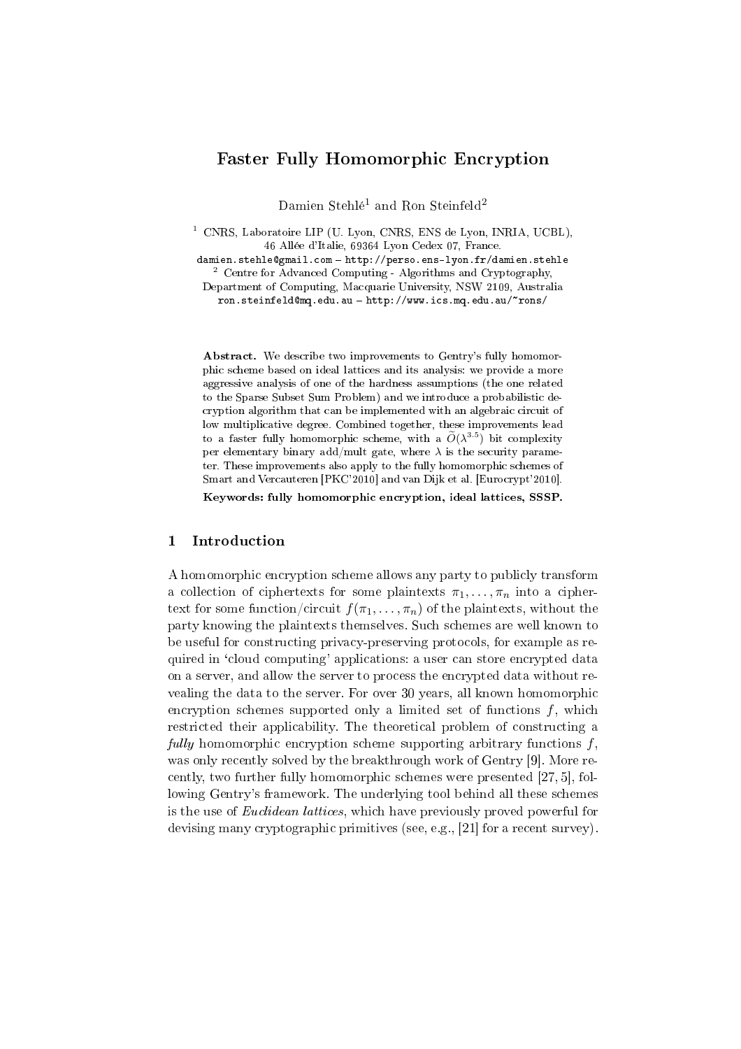# Faster Fully Homomorphic Encryption

Damien Stehlé[1] and Ron Steinfeld[2]

[1] CNRS, Laboratoire LIP (U. Lyon, CNRS, ENS de Lyon, INRIA, UCBL), 46 Allée d'Italie, 69364 Lyon Cedex 07, France.
damien.stehle@gmail.com – http://perso.ens-lyon.fr/damien.stehle

[2] Centre for Advanced Computing - Algorithms and Cryptography, Department of Computing, Macquarie University, NSW 2109, Australia
ron.steinfeld@mq.edu.au – http://www.ics.mq.edu.au/~rons/

**Abstract.** We describe two improvements to Gentry's fully homomorphic scheme based on ideal lattices and its analysis: we provide a more aggressive analysis of one of the hardness assumptions (the one related to the Sparse Subset Sum Problem) and we introduce a probabilistic decryption algorithm that can be implemented with an algebraic circuit of low multiplicative degree. Combined together, these improvements lead to a faster fully homomorphic scheme, with a $\widetilde{O}(\lambda^{3.5})$ bit complexity per elementary binary add/mult gate, where $\lambda$ is the security parameter. These improvements also apply to the fully homomorphic schemes of Smart and Vercauteren [PKC'2010] and van Dijk et al. [Eurocrypt'2010].

**Keywords: fully homomorphic encryption, ideal lattices, SSSP.**

## 1 Introduction

A homomorphic encryption scheme allows any party to publicly transform a collection of ciphertexts for some plaintexts $\pi_1, \ldots, \pi_n$ into a ciphertext for some function/circuit $f(\pi_1, \ldots, \pi_n)$ of the plaintexts, without the party knowing the plaintexts themselves. Such schemes are well known to be useful for constructing privacy-preserving protocols, for example as required in 'cloud computing' applications: a user can store encrypted data on a server, and allow the server to process the encrypted data without revealing the data to the server. For over 30 years, all known homomorphic encryption schemes supported only a limited set of functions $f$, which restricted their applicability. The theoretical problem of constructing a *fully* homomorphic encryption scheme supporting arbitrary functions $f$, was only recently solved by the breakthrough work of Gentry [9]. More recently, two further fully homomorphic schemes were presented [27, 5], following Gentry's framework. The underlying tool behind all these schemes is the use of *Euclidean lattices*, which have previously proved powerful for devising many cryptographic primitives (see, e.g., [21] for a recent survey).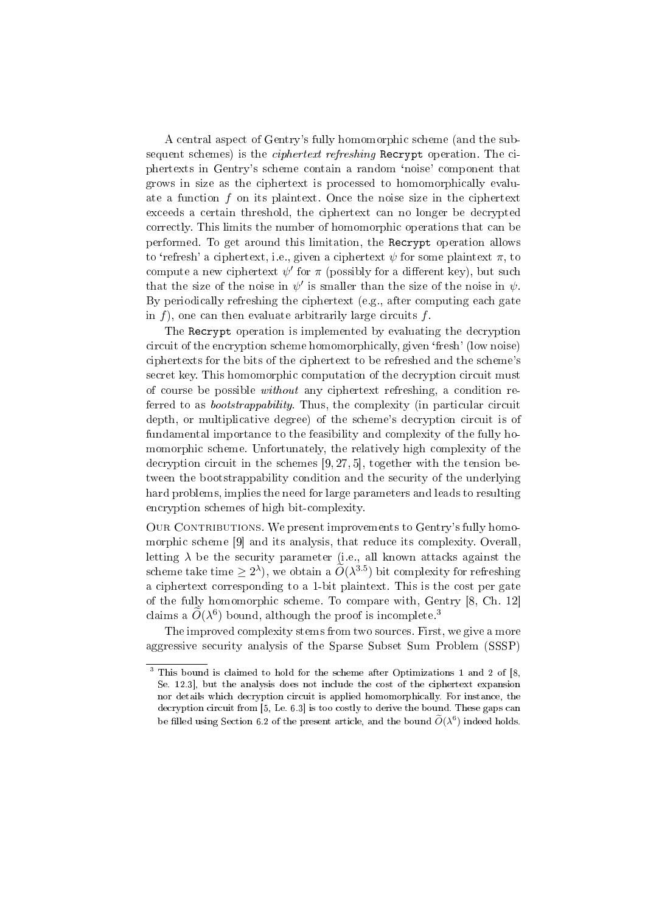A central aspect of Gentry's fully homomorphic scheme (and the subsequent schemes) is the *ciphertext refreshing* `Recrypt` operation. The ciphertexts in Gentry's scheme contain a random 'noise' component that grows in size as the ciphertext is processed to homomorphically evaluate a function $f$ on its plaintext. Once the noise size in the ciphertext exceeds a certain threshold, the ciphertext can no longer be decrypted correctly. This limits the number of homomorphic operations that can be performed. To get around this limitation, the `Recrypt` operation allows to 'refresh' a ciphertext, i.e., given a ciphertext $\psi$ for some plaintext $\pi$, to compute a new ciphertext $\psi'$ for $\pi$ (possibly for a different key), but such that the size of the noise in $\psi'$ is smaller than the size of the noise in $\psi$. By periodically refreshing the ciphertext (e.g., after computing each gate in $f$), one can then evaluate arbitrarily large circuits $f$.

The `Recrypt` operation is implemented by evaluating the decryption circuit of the encryption scheme homomorphically, given 'fresh' (low noise) ciphertexts for the bits of the ciphertext to be refreshed and the scheme's secret key. This homomorphic computation of the decryption circuit must of course be possible *without* any ciphertext refreshing, a condition referred to as *bootstrappability*. Thus, the complexity (in particular circuit depth, or multiplicative degree) of the scheme's decryption circuit is of fundamental importance to the feasibility and complexity of the fully homomorphic scheme. Unfortunately, the relatively high complexity of the decryption circuit in the schemes [9, 27, 5], together with the tension between the bootstrappability condition and the security of the underlying hard problems, implies the need for large parameters and leads to resulting encryption schemes of high bit-complexity.

Our Contributions. We present improvements to Gentry's fully homomorphic scheme [9] and its analysis, that reduce its complexity. Overall, letting $\lambda$ be the security parameter (i.e., all known attacks against the scheme take time $\geq 2^{\lambda}$), we obtain a $\widetilde{O}(\lambda^{3.5})$ bit complexity for refreshing a ciphertext corresponding to a 1-bit plaintext. This is the cost per gate of the fully homomorphic scheme. To compare with, Gentry [8, Ch. 12] claims a $\widetilde{O}(\lambda^{6})$ bound, although the proof is incomplete.[3]

The improved complexity stems from two sources. First, we give a more aggressive security analysis of the Sparse Subset Sum Problem (SSSP)

[3] This bound is claimed to hold for the scheme after Optimizations 1 and 2 of [8, Se. 12.3], but the analysis does not include the cost of the ciphertext expansion nor details which decryption circuit is applied homomorphically. For instance, the decryption circuit from [5, Le. 6.3] is too costly to derive the bound. These gaps can be filled using Section 6.2 of the present article, and the bound $\widetilde{O}(\lambda^{6})$ indeed holds.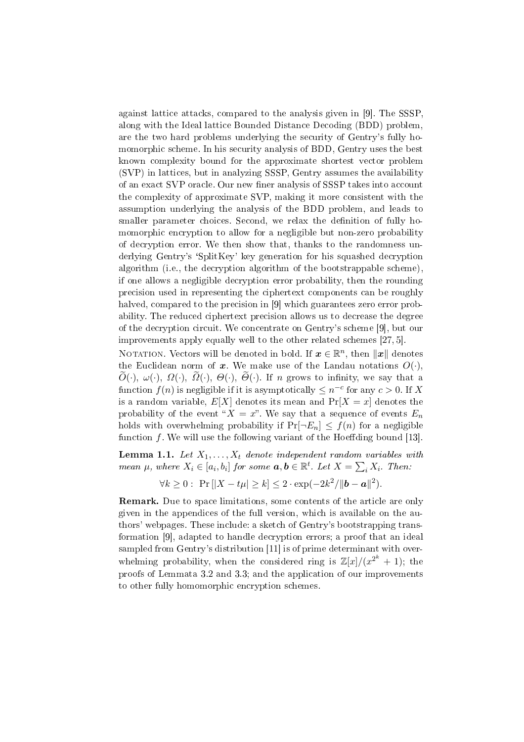against lattice attacks, compared to the analysis given in [9]. The SSSP, along with the Ideal lattice Bounded Distance Decoding (BDD) problem, are the two hard problems underlying the security of Gentry's fully homomorphic scheme. In his security analysis of BDD, Gentry uses the best known complexity bound for the approximate shortest vector problem (SVP) in lattices, but in analyzing SSSP, Gentry assumes the availability of an exact SVP oracle. Our new finer analysis of SSSP takes into account the complexity of approximate SVP, making it more consistent with the assumption underlying the analysis of the BDD problem, and leads to smaller parameter choices. Second, we relax the definition of fully homomorphic encryption to allow for a negligible but non-zero probability of decryption error. We then show that, thanks to the randomness underlying Gentry's 'SplitKey' key generation for his squashed decryption algorithm (i.e., the decryption algorithm of the bootstrappable scheme), if one allows a negligible decryption error probability, then the rounding precision used in representing the ciphertext components can be roughly halved, compared to the precision in [9] which guarantees zero error probability. The reduced ciphertext precision allows us to decrease the degree of the decryption circuit. We concentrate on Gentry's scheme [9], but our improvements apply equally well to the other related schemes [27, 5].

Notation. Vectors will be denoted in bold. If $\boldsymbol{x} \in \mathbb{R}^n$, then $\|\boldsymbol{x}\|$ denotes the Euclidean norm of $\boldsymbol{x}$. We make use of the Landau notations $O(\cdot)$, $\widetilde{O}(\cdot)$, $\omega(\cdot)$, $\Omega(\cdot)$, $\widetilde{\Omega}(\cdot)$, $\Theta(\cdot)$, $\widetilde{\Theta}(\cdot)$. If $n$ grows to infinity, we say that a function $f(n)$ is negligible if it is asymptotically $\leq n^{-c}$ for any $c > 0$. If $X$ is a random variable, $E[X]$ denotes its mean and $\Pr[X = x]$ denotes the probability of the event "$X = x$". We say that a sequence of events $E_n$ holds with overwhelming probability if $\Pr[\neg E_n] \leq f(n)$ for a negligible function $f$. We will use the following variant of the Hoeffding bound [13].

**Lemma 1.1.** *Let $X_1, \ldots, X_t$ denote independent random variables with mean $\mu$, where $X_i \in [a_i, b_i]$ for some $\boldsymbol{a}, \boldsymbol{b} \in \mathbb{R}^t$. Let $X = \sum_i X_i$. Then:*

$$\forall k \geq 0 : \ \Pr\left[|X - t\mu| \geq k\right] \leq 2 \cdot \exp(-2k^2/\|\boldsymbol{b} - \boldsymbol{a}\|^2).$$

**Remark.** Due to space limitations, some contents of the article are only given in the appendices of the full version, which is available on the authors' webpages. These include: a sketch of Gentry's bootstrapping transformation [9], adapted to handle decryption errors; a proof that an ideal sampled from Gentry's distribution [11] is of prime determinant with overwhelming probability, when the considered ring is $\mathbb{Z}[x]/(x^{2^k} + 1)$; the proofs of Lemmata 3.2 and 3.3; and the application of our improvements to other fully homomorphic encryption schemes.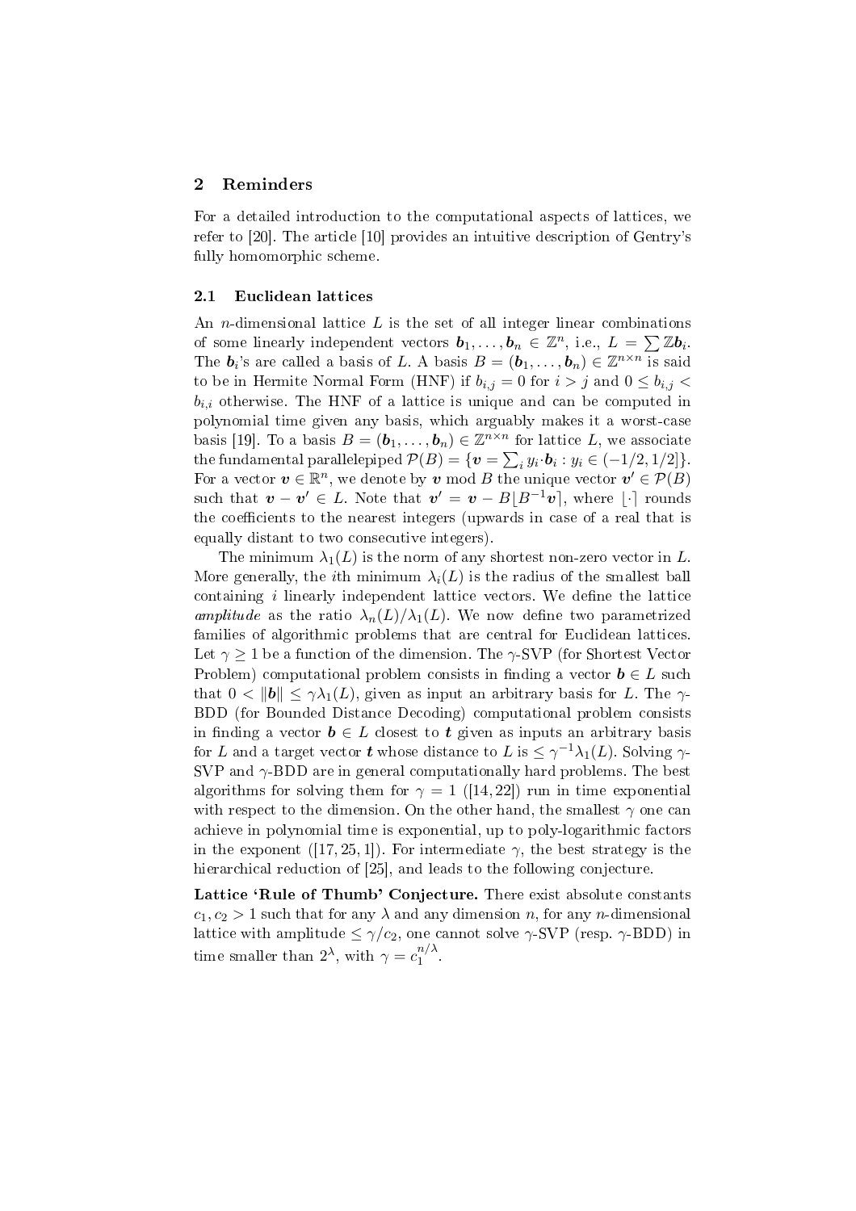## 2 Reminders

For a detailed introduction to the computational aspects of lattices, we refer to [20]. The article [10] provides an intuitive description of Gentry's fully homomorphic scheme.

### 2.1 Euclidean lattices

An $n$-dimensional lattice $L$ is the set of all integer linear combinations of some linearly independent vectors $\boldsymbol{b}_1, \ldots, \boldsymbol{b}_n \in \mathbb{Z}^n$, i.e., $L = \sum \mathbb{Z}\boldsymbol{b}_i$. The $\boldsymbol{b}_i$'s are called a basis of $L$. A basis $B = (\boldsymbol{b}_1, \ldots, \boldsymbol{b}_n) \in \mathbb{Z}^{n \times n}$ is said to be in Hermite Normal Form (HNF) if $b_{i,j} = 0$ for $i > j$ and $0 \leq b_{i,j} < b_{i,i}$ otherwise. The HNF of a lattice is unique and can be computed in polynomial time given any basis, which arguably makes it a worst-case basis [19]. To a basis $B = (\boldsymbol{b}_1, \ldots, \boldsymbol{b}_n) \in \mathbb{Z}^{n \times n}$ for lattice $L$, we associate the fundamental parallelepiped $\mathcal{P}(B) = \{\boldsymbol{v} = \sum_i y_i \cdot \boldsymbol{b}_i : y_i \in (-1/2, 1/2]\}$. For a vector $\boldsymbol{v} \in \mathbb{R}^n$, we denote by $\boldsymbol{v} \bmod B$ the unique vector $\boldsymbol{v}' \in \mathcal{P}(B)$ such that $\boldsymbol{v} - \boldsymbol{v}' \in L$. Note that $\boldsymbol{v}' = \boldsymbol{v} - B\lfloor B^{-1}\boldsymbol{v}\rceil$, where $\lfloor \cdot \rceil$ rounds the coefficients to the nearest integers (upwards in case of a real that is equally distant to two consecutive integers).

The minimum $\lambda_1(L)$ is the norm of any shortest non-zero vector in $L$. More generally, the $i$th minimum $\lambda_i(L)$ is the radius of the smallest ball containing $i$ linearly independent lattice vectors. We define the lattice *amplitude* as the ratio $\lambda_n(L)/\lambda_1(L)$. We now define two parametrized families of algorithmic problems that are central for Euclidean lattices. Let $\gamma \geq 1$ be a function of the dimension. The $\gamma$-SVP (for Shortest Vector Problem) computational problem consists in finding a vector $\boldsymbol{b} \in L$ such that $0 < \|\boldsymbol{b}\| \leq \gamma \lambda_1(L)$, given as input an arbitrary basis for $L$. The $\gamma$-BDD (for Bounded Distance Decoding) computational problem consists in finding a vector $\boldsymbol{b} \in L$ closest to $\boldsymbol{t}$ given as inputs an arbitrary basis for $L$ and a target vector $\boldsymbol{t}$ whose distance to $L$ is $\leq \gamma^{-1}\lambda_1(L)$. Solving $\gamma$-SVP and $\gamma$-BDD are in general computationally hard problems. The best algorithms for solving them for $\gamma = 1$ ([14, 22]) run in time exponential with respect to the dimension. On the other hand, the smallest $\gamma$ one can achieve in polynomial time is exponential, up to poly-logarithmic factors in the exponent ([17, 25, 1]). For intermediate $\gamma$, the best strategy is the hierarchical reduction of [25], and leads to the following conjecture.

**Lattice 'Rule of Thumb' Conjecture.** There exist absolute constants $c_1, c_2 > 1$ such that for any $\lambda$ and any dimension $n$, for any $n$-dimensional lattice with amplitude $\leq \gamma/c_2$, one cannot solve $\gamma$-SVP (resp. $\gamma$-BDD) in time smaller than $2^\lambda$, with $\gamma = c_1^{n/\lambda}$.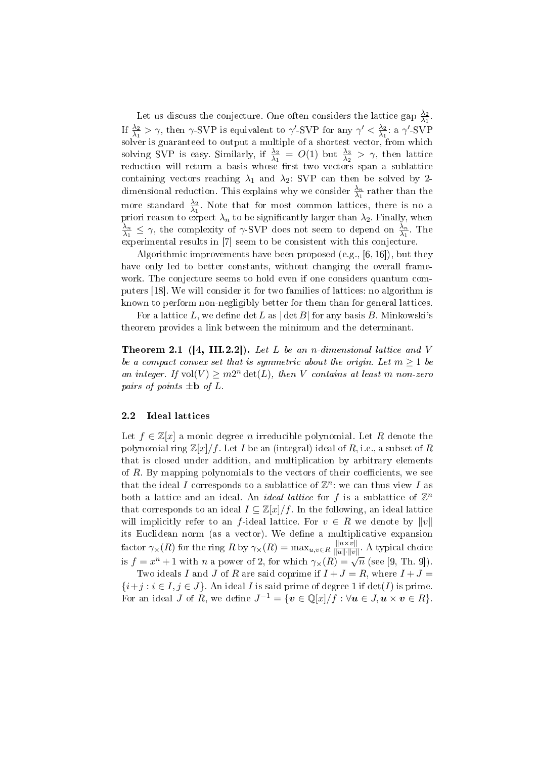Let us discuss the conjecture. One often considers the lattice gap $\frac{\lambda_2}{\lambda_1}$. If $\frac{\lambda_2}{\lambda_1} > \gamma$, then $\gamma$-SVP is equivalent to $\gamma'$-SVP for any $\gamma' < \frac{\lambda_2}{\lambda_1}$: a $\gamma'$-SVP solver is guaranteed to output a multiple of a shortest vector, from which solving SVP is easy. Similarly, if $\frac{\lambda_2}{\lambda_1} = O(1)$ but $\frac{\lambda_3}{\lambda_2} > \gamma$, then lattice reduction will return a basis whose first two vectors span a sublattice containing vectors reaching $\lambda_1$ and $\lambda_2$: SVP can then be solved by 2-dimensional reduction. This explains why we consider $\frac{\lambda_n}{\lambda_1}$ rather than the more standard $\frac{\lambda_2}{\lambda_1}$. Note that for most common lattices, there is no a priori reason to expect $\lambda_n$ to be significantly larger than $\lambda_2$. Finally, when $\frac{\lambda_n}{\lambda_1} \leq \gamma$, the complexity of $\gamma$-SVP does not seem to depend on $\frac{\lambda_n}{\lambda_1}$. The experimental results in [7] seem to be consistent with this conjecture.

Algorithmic improvements have been proposed (e.g., [6, 16]), but they have only led to better constants, without changing the overall framework. The conjecture seems to hold even if one considers quantum computers [18]. We will consider it for two families of lattices: no algorithm is known to perform non-negligibly better for them than for general lattices.

For a lattice $L$, we define $\det L$ as $|\det B|$ for any basis $B$. Minkowski's theorem provides a link between the minimum and the determinant.

**Theorem 2.1 ([4, III.2.2]).** *Let $L$ be an $n$-dimensional lattice and $V$ be a compact convex set that is symmetric about the origin. Let $m \geq 1$ be an integer. If $\mathrm{vol}(V) \geq m 2^n \det(L)$, then $V$ contains at least $m$ non-zero pairs of points $\pm\mathbf{b}$ of $L$.*

### 2.2 Ideal lattices

Let $f \in \mathbb{Z}[x]$ a monic degree $n$ irreducible polynomial. Let $R$ denote the polynomial ring $\mathbb{Z}[x]/f$. Let $I$ be an (integral) ideal of $R$, i.e., a subset of $R$ that is closed under addition, and multiplication by arbitrary elements of $R$. By mapping polynomials to the vectors of their coefficients, we see that the ideal $I$ corresponds to a sublattice of $\mathbb{Z}^n$: we can thus view $I$ as both a lattice and an ideal. An *ideal lattice* for $f$ is a sublattice of $\mathbb{Z}^n$ that corresponds to an ideal $I \subseteq \mathbb{Z}[x]/f$. In the following, an ideal lattice will implicitly refer to an $f$-ideal lattice. For $v \in R$ we denote by $\|v\|$ its Euclidean norm (as a vector). We define a multiplicative expansion factor $\gamma_\times(R)$ for the ring $R$ by $\gamma_\times(R) = \max_{u,v \in R} \frac{\|u \times v\|}{\|u\| \cdot \|v\|}$. A typical choice is $f = x^n + 1$ with $n$ a power of 2, for which $\gamma_\times(R) = \sqrt{n}$ (see [9, Th. 9]).

Two ideals $I$ and $J$ of $R$ are said coprime if $I + J = R$, where $I + J = \{i + j : i \in I, j \in J\}$. An ideal $I$ is said prime of degree 1 if $\det(I)$ is prime. For an ideal $J$ of $R$, we define $J^{-1} = \{\boldsymbol{v} \in \mathbb{Q}[x]/f : \forall \boldsymbol{u} \in J, \boldsymbol{u} \times \boldsymbol{v} \in R\}$.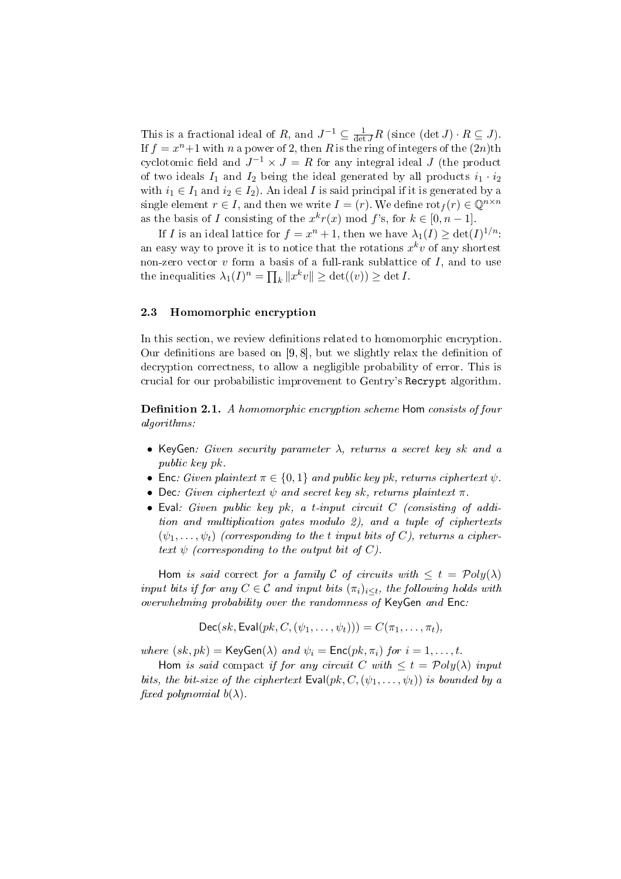This is a fractional ideal of $R$, and $J^{-1} \subseteq \frac{1}{\det J} R$ (since $(\det J) \cdot R \subseteq J$). If $f = x^n + 1$ with $n$ a power of 2, then $R$ is the ring of integers of the $(2n)$th cyclotomic field and $J^{-1} \times J = R$ for any integral ideal $J$ (the product of two ideals $I_1$ and $I_2$ being the ideal generated by all products $i_1 \cdot i_2$ with $i_1 \in I_1$ and $i_2 \in I_2$). An ideal $I$ is said principal if it is generated by a single element $r \in I$, and then we write $I = (r)$. We define $\mathrm{rot}_f(r) \in \mathbb{Q}^{n \times n}$ as the basis of $I$ consisting of the $x^k r(x) \bmod f$'s, for $k \in [0, n-1]$.

If $I$ is an ideal lattice for $f = x^n + 1$, then we have $\lambda_1(I) \geq \det(I)^{1/n}$: an easy way to prove it is to notice that the rotations $x^k v$ of any shortest non-zero vector $v$ form a basis of a full-rank sublattice of $I$, and to use the inequalities $\lambda_1(I)^n = \prod_k \|x^k v\| \geq \det((v)) \geq \det I$.

### 2.3 Homomorphic encryption

In this section, we review definitions related to homomorphic encryption. Our definitions are based on [9, 8], but we slightly relax the definition of decryption correctness, to allow a negligible probability of error. This is crucial for our probabilistic improvement to Gentry's `Recrypt` algorithm.

**Definition 2.1.** *A homomorphic encryption scheme* Hom *consists of four algorithms:*

- KeyGen*: Given security parameter $\lambda$, returns a secret key $sk$ and a public key $pk$.*
- Enc*: Given plaintext $\pi \in \{0, 1\}$ and public key $pk$, returns ciphertext $\psi$.*
- Dec*: Given ciphertext $\psi$ and secret key $sk$, returns plaintext $\pi$.*
- Eval*: Given public key $pk$, a $t$-input circuit $C$ (consisting of addition and multiplication gates modulo 2), and a tuple of ciphertexts $(\psi_1, \ldots, \psi_t)$ (corresponding to the $t$ input bits of $C$), returns a ciphertext $\psi$ (corresponding to the output bit of $C$).*

Hom *is said* correct *for a family $\mathcal{C}$ of circuits with $\leq t = \mathcal{P}oly(\lambda)$ input bits if for any $C \in \mathcal{C}$ and input bits $(\pi_i)_{i \leq t}$, the following holds with overwhelming probability over the randomness of* KeyGen *and* Enc*:*

$$\mathsf{Dec}(sk, \mathsf{Eval}(pk, C, (\psi_1, \ldots, \psi_t))) = C(\pi_1, \ldots, \pi_t),$$

*where $(sk, pk) = \mathsf{KeyGen}(\lambda)$ and $\psi_i = \mathsf{Enc}(pk, \pi_i)$ for $i = 1, \ldots, t$.*

Hom *is said* compact *if for any circuit $C$ with $\leq t = \mathcal{P}oly(\lambda)$ input bits, the bit-size of the ciphertext $\mathsf{Eval}(pk, C, (\psi_1, \ldots, \psi_t))$ is bounded by a fixed polynomial $b(\lambda)$.*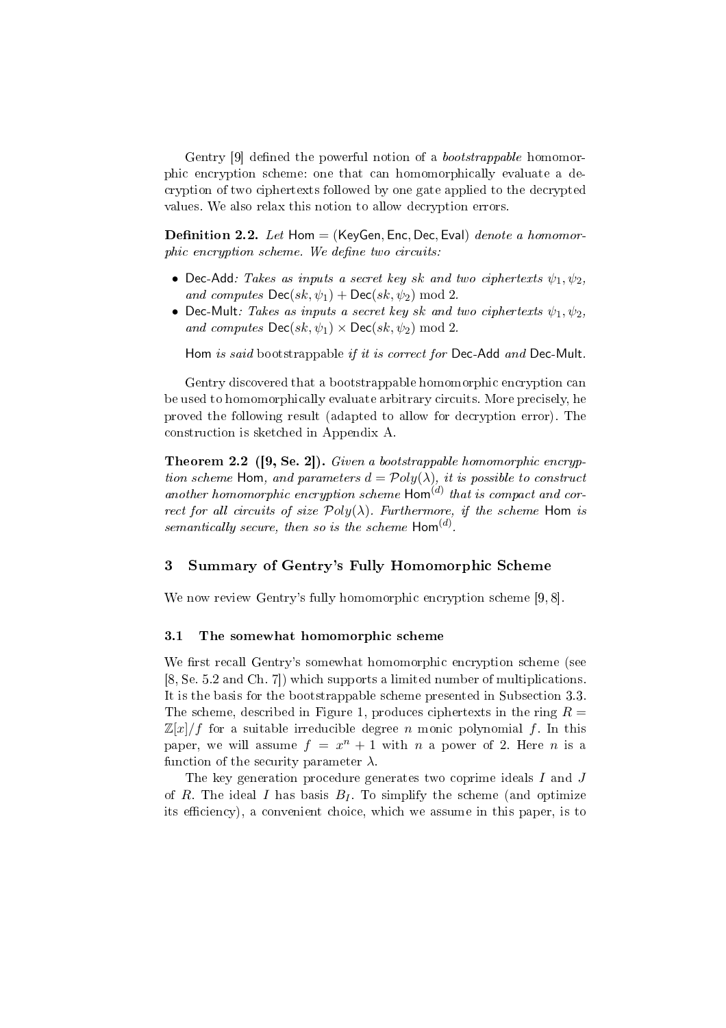Gentry [9] defined the powerful notion of a *bootstrappable* homomorphic encryption scheme: one that can homomorphically evaluate a decryption of two ciphertexts followed by one gate applied to the decrypted values. We also relax this notion to allow decryption errors.

**Definition 2.2.** *Let* Hom = (KeyGen, Enc, Dec, Eval) *denote a homomorphic encryption scheme. We define two circuits:*

- Dec-Add*: Takes as inputs a secret key* $sk$ *and two ciphertexts* $\psi_1, \psi_2$*, and computes* $\mathsf{Dec}(sk, \psi_1) + \mathsf{Dec}(sk, \psi_2) \bmod 2$*.*
- Dec-Mult*: Takes as inputs a secret key* $sk$ *and two ciphertexts* $\psi_1, \psi_2$*, and computes* $\mathsf{Dec}(sk, \psi_1) \times \mathsf{Dec}(sk, \psi_2) \bmod 2$*.*

Hom *is said* bootstrappable *if it is correct for* Dec-Add *and* Dec-Mult*.*

Gentry discovered that a bootstrappable homomorphic encryption can be used to homomorphically evaluate arbitrary circuits. More precisely, he proved the following result (adapted to allow for decryption error). The construction is sketched in Appendix A.

**Theorem 2.2 ([9, Se. 2]).** *Given a bootstrappable homomorphic encryption scheme* Hom*, and parameters* $d = \mathcal{P}oly(\lambda)$*, it is possible to construct another homomorphic encryption scheme* $\mathsf{Hom}^{(d)}$ *that is compact and correct for all circuits of size* $\mathcal{P}oly(\lambda)$*. Furthermore, if the scheme* Hom *is semantically secure, then so is the scheme* $\mathsf{Hom}^{(d)}$*.*

## 3 Summary of Gentry's Fully Homomorphic Scheme

We now review Gentry's fully homomorphic encryption scheme [9, 8].

### 3.1 The somewhat homomorphic scheme

We first recall Gentry's somewhat homomorphic encryption scheme (see [8, Se. 5.2 and Ch. 7]) which supports a limited number of multiplications. It is the basis for the bootstrappable scheme presented in Subsection 3.3. The scheme, described in Figure 1, produces ciphertexts in the ring $R = \mathbb{Z}[x]/f$ for a suitable irreducible degree $n$ monic polynomial $f$. In this paper, we will assume $f = x^n + 1$ with $n$ a power of 2. Here $n$ is a function of the security parameter $\lambda$.

The key generation procedure generates two coprime ideals $I$ and $J$ of $R$. The ideal $I$ has basis $B_I$. To simplify the scheme (and optimize its efficiency), a convenient choice, which we assume in this paper, is to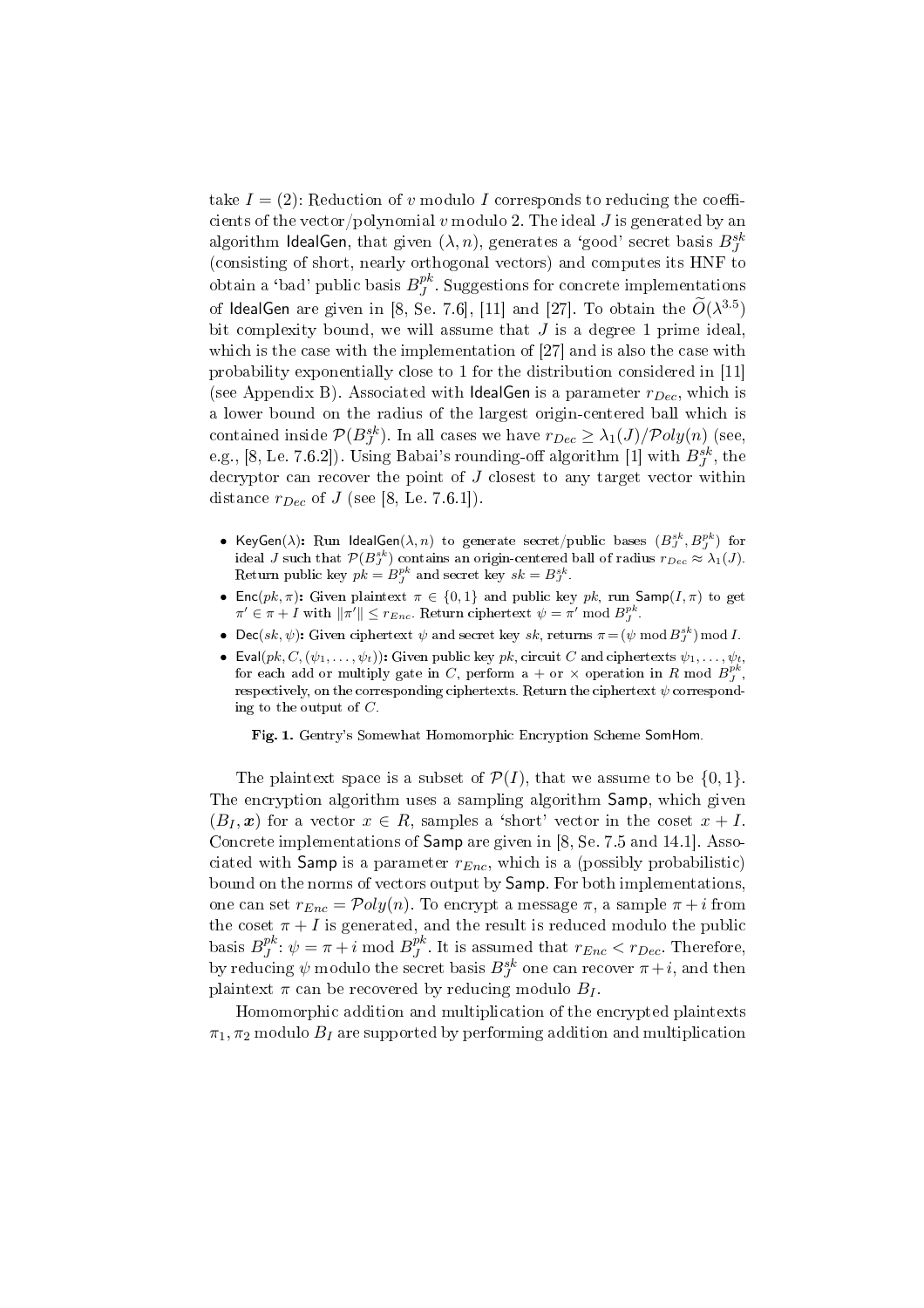take $I = (2)$: Reduction of $v$ modulo $I$ corresponds to reducing the coefficients of the vector/polynomial $v$ modulo 2. The ideal $J$ is generated by an algorithm IdealGen, that given $(\lambda, n)$, generates a 'good' secret basis $B_J^{sk}$ (consisting of short, nearly orthogonal vectors) and computes its HNF to obtain a 'bad' public basis $B_J^{pk}$. Suggestions for concrete implementations of IdealGen are given in [8, Se. 7.6], [11] and [27]. To obtain the $\widetilde{O}(\lambda^{3.5})$ bit complexity bound, we will assume that $J$ is a degree 1 prime ideal, which is the case with the implementation of [27] and is also the case with probability exponentially close to 1 for the distribution considered in [11] (see Appendix B). Associated with IdealGen is a parameter $r_{Dec}$, which is a lower bound on the radius of the largest origin-centered ball which is contained inside $\mathcal{P}(B_J^{sk})$. In all cases we have $r_{Dec} \geq \lambda_1(J)/\mathcal{P}oly(n)$ (see, e.g., [8, Le. 7.6.2]). Using Babai's rounding-off algorithm [1] with $B_J^{sk}$, the decryptor can recover the point of $J$ closest to any target vector within distance $r_{Dec}$ of $J$ (see [8, Le. 7.6.1]).

- KeyGen($\lambda$): Run IdealGen($\lambda, n$) to generate secret/public bases $(B_J^{sk}, B_J^{pk})$ for ideal $J$ such that $\mathcal{P}(B_J^{sk})$ contains an origin-centered ball of radius $r_{Dec} \approx \lambda_1(J)$. Return public key $pk = B_J^{pk}$ and secret key $sk = B_J^{sk}$.
- Enc($pk, \pi$): Given plaintext $\pi \in \{0, 1\}$ and public key $pk$, run Samp($I, \pi$) to get $\pi' \in \pi + I$ with $\|\pi'\| \leq r_{Enc}$. Return ciphertext $\psi = \pi' \bmod B_J^{pk}$.
- Dec($sk, \psi$): Given ciphertext $\psi$ and secret key $sk$, returns $\pi = (\psi \bmod B_J^{sk}) \bmod I$.
- Eval($pk, C, (\psi_1, \ldots, \psi_t)$): Given public key $pk$, circuit $C$ and ciphertexts $\psi_1, \ldots, \psi_t$, for each add or multiply gate in $C$, perform a $+$ or $\times$ operation in $R \bmod B_J^{pk}$, respectively, on the corresponding ciphertexts. Return the ciphertext $\psi$ corresponding to the output of $C$.

**Fig. 1.** Gentry's Somewhat Homomorphic Encryption Scheme SomHom.

The plaintext space is a subset of $\mathcal{P}(I)$, that we assume to be $\{0, 1\}$. The encryption algorithm uses a sampling algorithm Samp, which given $(B_I, \boldsymbol{x})$ for a vector $x \in R$, samples a 'short' vector in the coset $x + I$. Concrete implementations of Samp are given in [8, Se. 7.5 and 14.1]. Associated with Samp is a parameter $r_{Enc}$, which is a (possibly probabilistic) bound on the norms of vectors output by Samp. For both implementations, one can set $r_{Enc} = \mathcal{P}oly(n)$. To encrypt a message $\pi$, a sample $\pi + i$ from the coset $\pi + I$ is generated, and the result is reduced modulo the public basis $B_J^{pk}$: $\psi = \pi + i \bmod B_J^{pk}$. It is assumed that $r_{Enc} < r_{Dec}$. Therefore, by reducing $\psi$ modulo the secret basis $B_J^{sk}$ one can recover $\pi + i$, and then plaintext $\pi$ can be recovered by reducing modulo $B_I$.

Homomorphic addition and multiplication of the encrypted plaintexts $\pi_1, \pi_2$ modulo $B_I$ are supported by performing addition and multiplication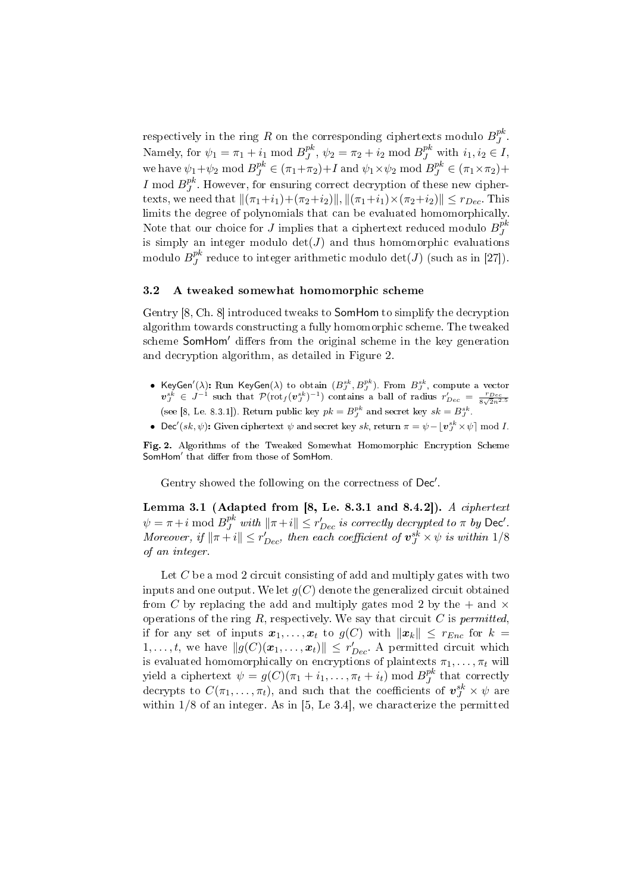respectively in the ring $R$ on the corresponding ciphertexts modulo $B_J^{pk}$. Namely, for $\psi_1 = \pi_1 + i_1 \bmod B_J^{pk}$, $\psi_2 = \pi_2 + i_2 \bmod B_J^{pk}$ with $i_1, i_2 \in I$, we have $\psi_1 + \psi_2 \bmod B_J^{pk} \in (\pi_1 + \pi_2) + I$ and $\psi_1 \times \psi_2 \bmod B_J^{pk} \in (\pi_1 \times \pi_2) + I \bmod B_J^{pk}$. However, for ensuring correct decryption of these new ciphertexts, we need that $\|(\pi_1+i_1)+(\pi_2+i_2)\|, \|(\pi_1+i_1)\times(\pi_2+i_2)\| \leq r_{Dec}$. This limits the degree of polynomials that can be evaluated homomorphically. Note that our choice for $J$ implies that a ciphertext reduced modulo $B_J^{pk}$ is simply an integer modulo $\det(J)$ and thus homomorphic evaluations modulo $B_J^{pk}$ reduce to integer arithmetic modulo $\det(J)$ (such as in [27]).

### 3.2 A tweaked somewhat homomorphic scheme

Gentry [8, Ch. 8] introduced tweaks to SomHom to simplify the decryption algorithm towards constructing a fully homomorphic scheme. The tweaked scheme SomHom′ differs from the original scheme in the key generation and decryption algorithm, as detailed in Figure 2.

- KeyGen′$(\lambda)$**:** Run KeyGen$(\lambda)$ to obtain $(B_J^{sk}, B_J^{pk})$. From $B_J^{sk}$, compute a vector $\boldsymbol{v}_J^{sk} \in J^{-1}$ such that $\mathcal{P}(\mathrm{rot}_f(\boldsymbol{v}_J^{sk})^{-1})$ contains a ball of radius $r'_{Dec} = \frac{r_{Dec}}{8\sqrt{2}n^{2.5}}$ (see [8, Le. 8.3.1]). Return public key $pk = B_J^{pk}$ and secret key $sk = B_J^{sk}$.
- Dec′$(sk, \psi)$**:** Given ciphertext $\psi$ and secret key $sk$, return $\pi = \psi - \lfloor \boldsymbol{v}_J^{sk} \times \psi \rceil \bmod I$.

**Fig. 2.** Algorithms of the Tweaked Somewhat Homomorphic Encryption Scheme SomHom′ that differ from those of SomHom.

Gentry showed the following on the correctness of Dec′.

**Lemma 3.1 (Adapted from [8, Le. 8.3.1 and 8.4.2]).** *A ciphertext $\psi = \pi + i \bmod B_J^{pk}$ with $\|\pi + i\| \leq r'_{Dec}$ is correctly decrypted to $\pi$ by* Dec′. *Moreover, if $\|\pi + i\| \leq r'_{Dec}$, then each coefficient of $\boldsymbol{v}_J^{sk} \times \psi$ is within $1/8$ of an integer.*

Let $C$ be a mod 2 circuit consisting of add and multiply gates with two inputs and one output. We let $g(C)$ denote the generalized circuit obtained from $C$ by replacing the add and multiply gates mod 2 by the $+$ and $\times$ operations of the ring $R$, respectively. We say that circuit $C$ is *permitted*, if for any set of inputs $\boldsymbol{x}_1, \ldots, \boldsymbol{x}_t$ to $g(C)$ with $\|\boldsymbol{x}_k\| \leq r_{Enc}$ for $k = 1, \ldots, t$, we have $\|g(C)(\boldsymbol{x}_1, \ldots, \boldsymbol{x}_t)\| \leq r'_{Dec}$. A permitted circuit which is evaluated homomorphically on encryptions of plaintexts $\pi_1, \ldots, \pi_t$ will yield a ciphertext $\psi = g(C)(\pi_1 + i_1, \ldots, \pi_t + i_t) \bmod B_J^{pk}$ that correctly decrypts to $C(\pi_1, \ldots, \pi_t)$, and such that the coefficients of $\boldsymbol{v}_J^{sk} \times \psi$ are within $1/8$ of an integer. As in [5, Le 3.4], we characterize the permitted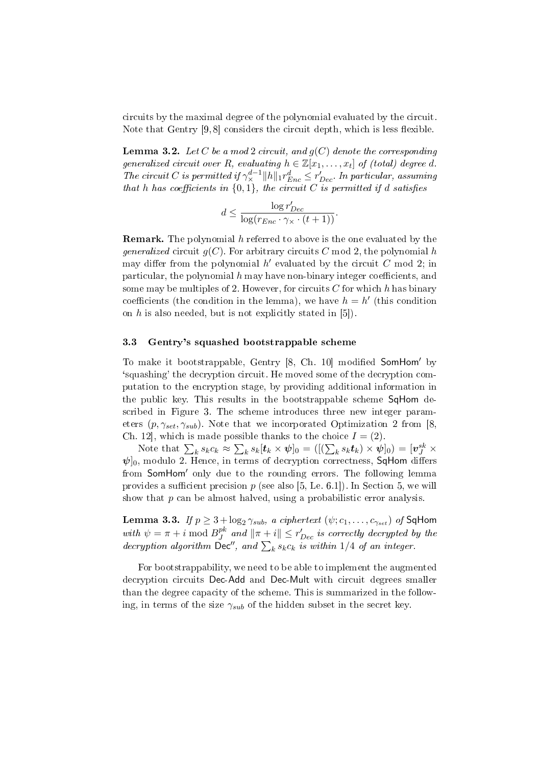circuits by the maximal degree of the polynomial evaluated by the circuit. Note that Gentry [9, 8] considers the circuit depth, which is less flexible.

**Lemma 3.2.** *Let $C$ be a mod 2 circuit, and $g(C)$ denote the corresponding generalized circuit over $R$, evaluating $h \in \mathbb{Z}[x_1, \ldots, x_t]$ of (total) degree $d$. The circuit $C$ is permitted if $\gamma_\times^{d-1} \|h\|_1 r_{Enc}^d \leq r'_{Dec}$. In particular, assuming that $h$ has coefficients in $\{0, 1\}$, the circuit $C$ is permitted if $d$ satisfies*

$$d \leq \frac{\log r'_{Dec}}{\log(r_{Enc} \cdot \gamma_\times \cdot (t+1))}.$$

**Remark.** The polynomial $h$ referred to above is the one evaluated by the *generalized* circuit $g(C)$. For arbitrary circuits $C$ mod 2, the polynomial $h$ may differ from the polynomial $h'$ evaluated by the circuit $C$ mod 2; in particular, the polynomial $h$ may have non-binary integer coefficients, and some may be multiples of 2. However, for circuits $C$ for which $h$ has binary coefficients (the condition in the lemma), we have $h = h'$ (this condition on $h$ is also needed, but is not explicitly stated in [5]).

### 3.3 Gentry's squashed bootstrappable scheme

To make it bootstrappable, Gentry [8, Ch. 10] modified $\mathsf{SomHom}'$ by 'squashing' the decryption circuit. He moved some of the decryption computation to the encryption stage, by providing additional information in the public key. This results in the bootstrappable scheme $\mathsf{SqHom}$ described in Figure 3. The scheme introduces three new integer parameters $(p, \gamma_{set}, \gamma_{sub})$. Note that we incorporated Optimization 2 from [8, Ch. 12], which is made possible thanks to the choice $I = (2)$.

Note that $\sum_k s_k c_k \approx \sum_k s_k [\boldsymbol{t}_k \times \boldsymbol{\psi}]_0 = ([(\sum_k s_k \boldsymbol{t}_k) \times \boldsymbol{\psi}]_0) = [\boldsymbol{v}_J^{sk} \times \boldsymbol{\psi}]_0$, modulo 2. Hence, in terms of decryption correctness, $\mathsf{SqHom}$ differs from $\mathsf{SomHom}'$ only due to the rounding errors. The following lemma provides a sufficient precision $p$ (see also [5, Le. 6.1]). In Section 5, we will show that $p$ can be almost halved, using a probabilistic error analysis.

**Lemma 3.3.** *If $p \geq 3 + \log_2 \gamma_{sub}$, a ciphertext $(\psi; c_1, \ldots, c_{\gamma_{set}})$ of $\mathsf{SqHom}$ with $\psi = \pi + i \bmod B_J^{pk}$ and $\|\pi + i\| \leq r'_{Dec}$ is correctly decrypted by the decryption algorithm $\mathsf{Dec}''$, and $\sum_k s_k c_k$ is within $1/4$ of an integer.*

For bootstrappability, we need to be able to implement the augmented decryption circuits $\mathsf{Dec\text{-}Add}$ and $\mathsf{Dec\text{-}Mult}$ with circuit degrees smaller than the degree capacity of the scheme. This is summarized in the following, in terms of the size $\gamma_{sub}$ of the hidden subset in the secret key.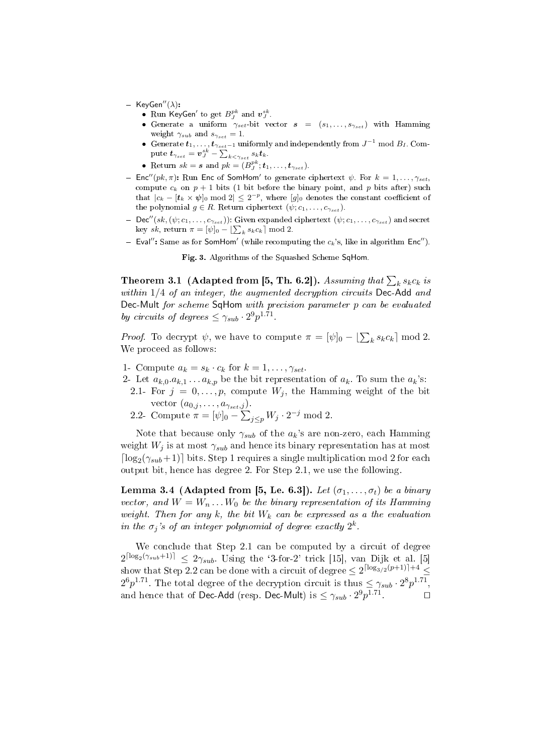- KeyGen$''(\lambda)$:
  - Run KeyGen$'$ to get $B_J^{pk}$ and $\boldsymbol{v}_J^{sk}$.
  - Generate a uniform $\gamma_{set}$-bit vector $\boldsymbol{s} = (s_1, \ldots, s_{\gamma_{set}})$ with Hamming weight $\gamma_{sub}$ and $s_{\gamma_{set}} = 1$.
  - Generate $\boldsymbol{t}_1, \ldots, \boldsymbol{t}_{\gamma_{set}-1}$ uniformly and independently from $J^{-1} \bmod B_I$. Compute $\boldsymbol{t}_{\gamma_{set}} = \boldsymbol{v}_J^{sk} - \sum_{k<\gamma_{set}} s_k \boldsymbol{t}_k$.
  - Return $sk = \boldsymbol{s}$ and $pk = (B_J^{pk}; \boldsymbol{t}_1, \ldots, \boldsymbol{t}_{\gamma_{set}})$.
- Enc$''(pk, \pi)$: Run Enc of SomHom$'$ to generate ciphertext $\psi$. For $k = 1, \ldots, \gamma_{set}$, compute $c_k$ on $p+1$ bits (1 bit before the binary point, and $p$ bits after) such that $|c_k - [\boldsymbol{t}_k \times \boldsymbol{\psi}]_0 \bmod 2| \leq 2^{-p}$, where $[g]_0$ denotes the constant coefficient of the polynomial $g \in R$. Return ciphertext $(\psi; c_1, \ldots, c_{\gamma_{set}})$.
- Dec$''(sk, (\psi; c_1, \ldots, c_{\gamma_{set}}))$: Given expanded ciphertext $(\psi; c_1, \ldots, c_{\gamma_{set}})$ and secret key $sk$, return $\pi = [\psi]_0 - \lfloor \sum_k s_k c_k \rceil \bmod 2$.
- Eval$''$: Same as for SomHom$'$ (while recomputing the $c_k$'s, like in algorithm Enc$''$).

**Fig. 3.** Algorithms of the Squashed Scheme SqHom.

**Theorem 3.1 (Adapted from [5, Th. 6.2]).** *Assuming that $\sum_k s_k c_k$ is within $1/4$ of an integer, the augmented decryption circuits* Dec-Add *and* Dec-Mult *for scheme* SqHom *with precision parameter $p$ can be evaluated by circuits of degrees $\leq \gamma_{sub} \cdot 2^9 p^{1.71}$.*

*Proof.* To decrypt $\psi$, we have to compute $\pi = [\psi]_0 - \lfloor \sum_k s_k c_k \rceil \bmod 2$. We proceed as follows:

1- Compute $a_k = s_k \cdot c_k$ for $k = 1, \ldots, \gamma_{set}$.
2- Let $a_{k,0}.a_{k,1} \ldots a_{k,p}$ be the bit representation of $a_k$. To sum the $a_k$'s:
  2.1- For $j = 0, \ldots, p$, compute $W_j$, the Hamming weight of the bit vector $(a_{0,j}, \ldots, a_{\gamma_{set},j})$.
  2.2- Compute $\pi = [\psi]_0 - \sum_{j \leq p} W_j \cdot 2^{-j} \bmod 2$.

Note that because only $\gamma_{sub}$ of the $a_k$'s are non-zero, each Hamming weight $W_j$ is at most $\gamma_{sub}$ and hence its binary representation has at most $\lceil \log_2(\gamma_{sub}+1) \rceil$ bits. Step 1 requires a single multiplication mod 2 for each output bit, hence has degree 2. For Step 2.1, we use the following.

**Lemma 3.4 (Adapted from [5, Le. 6.3]).** *Let $(\sigma_1, \ldots, \sigma_t)$ be a binary vector, and $W = W_n \ldots W_0$ be the binary representation of its Hamming weight. Then for any $k$, the bit $W_k$ can be expressed as a the evaluation in the $\sigma_j$'s of an integer polynomial of degree exactly $2^k$.*

We conclude that Step 2.1 can be computed by a circuit of degree $2^{\lceil \log_2(\gamma_{sub}+1) \rceil} \leq 2\gamma_{sub}$. Using the '3-for-2' trick [15], van Dijk et al. [5] show that Step 2.2 can be done with a circuit of degree $\leq 2^{\lceil \log_{3/2}(p+1) \rceil + 4} \leq 2^6 p^{1.71}$. The total degree of the decryption circuit is thus $\leq \gamma_{sub} \cdot 2^8 p^{1.71}$, and hence that of Dec-Add (resp. Dec-Mult) is $\leq \gamma_{sub} \cdot 2^9 p^{1.71}$. $\square$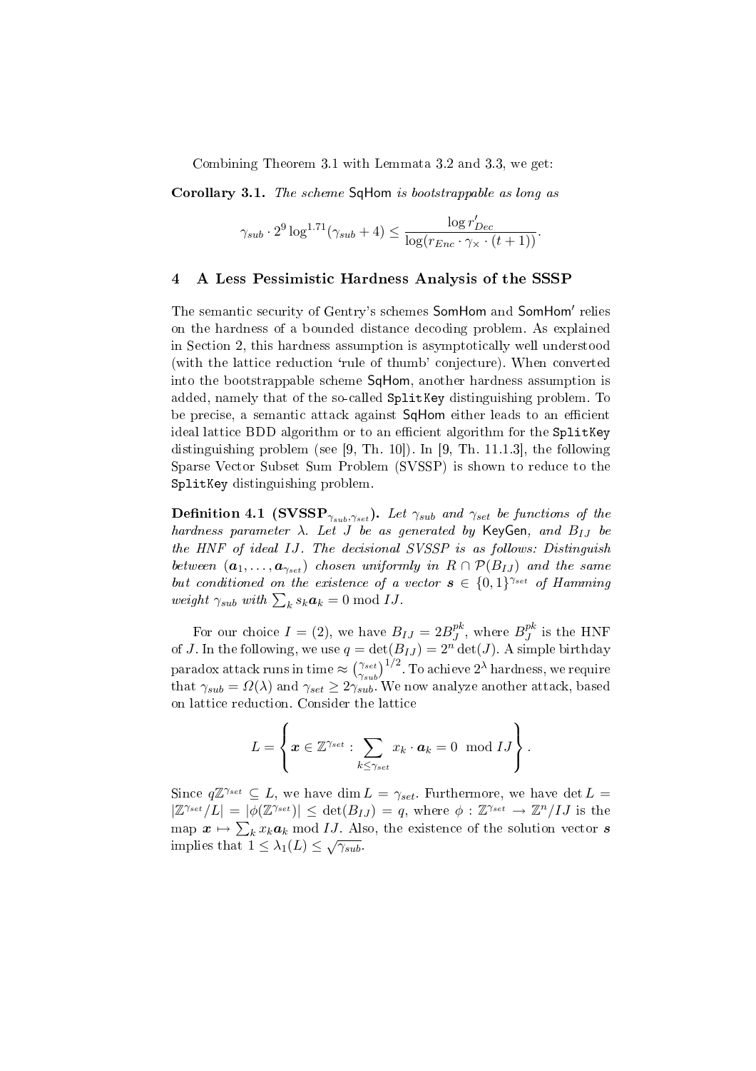Combining Theorem 3.1 with Lemmata 3.2 and 3.3, we get:

**Corollary 3.1.** *The scheme* SqHom *is bootstrappable as long as*

$$\gamma_{sub} \cdot 2^9 \log^{1.71}(\gamma_{sub} + 4) \leq \frac{\log r'_{Dec}}{\log(r_{Enc} \cdot \gamma_\times \cdot (t+1))}.$$

## 4 A Less Pessimistic Hardness Analysis of the SSSP

The semantic security of Gentry's schemes SomHom and SomHom′ relies on the hardness of a bounded distance decoding problem. As explained in Section 2, this hardness assumption is asymptotically well understood (with the lattice reduction 'rule of thumb' conjecture). When converted into the bootstrappable scheme SqHom, another hardness assumption is added, namely that of the so-called SplitKey distinguishing problem. To be precise, a semantic attack against SqHom either leads to an efficient ideal lattice BDD algorithm or to an efficient algorithm for the SplitKey distinguishing problem (see [9, Th. 10]). In [9, Th. 11.1.3], the following Sparse Vector Subset Sum Problem (SVSSP) is shown to reduce to the SplitKey distinguishing problem.

**Definition 4.1 (SVSSP$_{\gamma_{sub},\gamma_{set}}$).** *Let $\gamma_{sub}$ and $\gamma_{set}$ be functions of the hardness parameter $\lambda$. Let $J$ be as generated by* KeyGen*, and $B_{IJ}$ be the HNF of ideal $IJ$. The decisional SVSSP is as follows: Distinguish between $(\boldsymbol{a}_1, \ldots, \boldsymbol{a}_{\gamma_{set}})$ chosen uniformly in $R \cap \mathcal{P}(B_{IJ})$ and the same but conditioned on the existence of a vector $\boldsymbol{s} \in \{0,1\}^{\gamma_{set}}$ of Hamming weight $\gamma_{sub}$ with $\sum_k s_k \boldsymbol{a}_k = 0 \bmod IJ$.*

For our choice $I = (2)$, we have $B_{IJ} = 2B_J^{pk}$, where $B_J^{pk}$ is the HNF of $J$. In the following, we use $q = \det(B_{IJ}) = 2^n \det(J)$. A simple birthday paradox attack runs in time $\approx \binom{\gamma_{set}}{\gamma_{sub}}^{1/2}$. To achieve $2^\lambda$ hardness, we require that $\gamma_{sub} = \Omega(\lambda)$ and $\gamma_{set} \geq 2\gamma_{sub}$. We now analyze another attack, based on lattice reduction. Consider the lattice

$$L = \left\{ \boldsymbol{x} \in \mathbb{Z}^{\gamma_{set}} : \sum_{k \leq \gamma_{set}} x_k \cdot \boldsymbol{a}_k = 0 \mod IJ \right\}.$$

Since $q\mathbb{Z}^{\gamma_{set}} \subseteq L$, we have $\dim L = \gamma_{set}$. Furthermore, we have $\det L = |\mathbb{Z}^{\gamma_{set}}/L| = |\phi(\mathbb{Z}^{\gamma_{set}})| \leq \det(B_{IJ}) = q$, where $\phi : \mathbb{Z}^{\gamma_{set}} \to \mathbb{Z}^n/IJ$ is the map $\boldsymbol{x} \mapsto \sum_k x_k \boldsymbol{a}_k \bmod IJ$. Also, the existence of the solution vector $\boldsymbol{s}$ implies that $1 \leq \lambda_1(L) \leq \sqrt{\gamma_{sub}}$.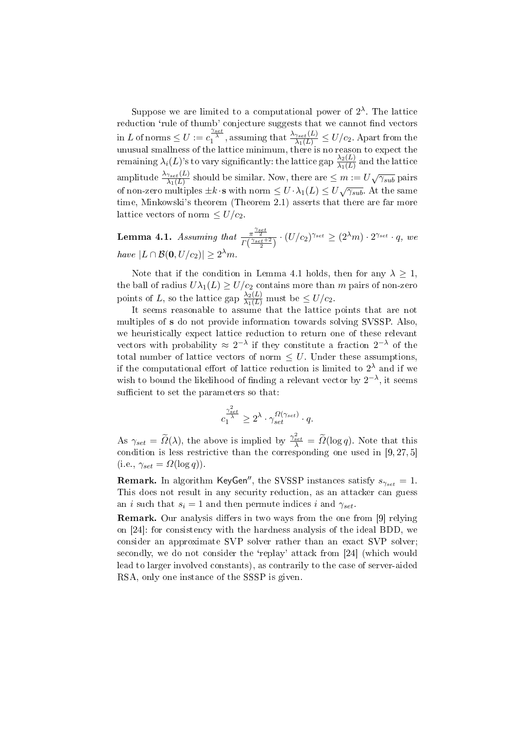Suppose we are limited to a computational power of $2^\lambda$. The lattice reduction 'rule of thumb' conjecture suggests that we cannot find vectors in $L$ of norms $\leq U := c_1^{\frac{\gamma_{set}}{\lambda}}$, assuming that $\frac{\lambda_{\gamma_{set}}(L)}{\lambda_1(L)} \leq U/c_2$. Apart from the unusual smallness of the lattice minimum, there is no reason to expect the remaining $\lambda_i(L)$'s to vary significantly: the lattice gap $\frac{\lambda_2(L)}{\lambda_1(L)}$ and the lattice amplitude $\frac{\lambda_{\gamma_{set}}(L)}{\lambda_1(L)}$ should be similar. Now, there are $\leq m := U\sqrt{\gamma_{sub}}$ pairs of non-zero multiples $\pm k \cdot \mathbf{s}$ with norm $\leq U \cdot \lambda_1(L) \leq U\sqrt{\gamma_{sub}}$. At the same time, Minkowski's theorem (Theorem 2.1) asserts that there are far more lattice vectors of norm $\leq U/c_2$.

**Lemma 4.1.** *Assuming that* $\frac{\pi^{\frac{\gamma_{set}}{2}}}{\Gamma(\frac{\gamma_{set}+2}{2})} \cdot (U/c_2)^{\gamma_{set}} \geq (2^\lambda m) \cdot 2^{\gamma_{set}} \cdot q$, *we have* $|L \cap \mathcal{B}(\mathbf{0}, U/c_2)| \geq 2^\lambda m$.

Note that if the condition in Lemma 4.1 holds, then for any $\lambda \geq 1$, the ball of radius $U\lambda_1(L) \geq U/c_2$ contains more than $m$ pairs of non-zero points of $L$, so the lattice gap $\frac{\lambda_2(L)}{\lambda_1(L)}$ must be $\leq U/c_2$.

It seems reasonable to assume that the lattice points that are not multiples of $\mathbf{s}$ do not provide information towards solving SVSSP. Also, we heuristically expect lattice reduction to return one of these relevant vectors with probability $\approx 2^{-\lambda}$ if they constitute a fraction $2^{-\lambda}$ of the total number of lattice vectors of norm $\leq U$. Under these assumptions, if the computational effort of lattice reduction is limited to $2^\lambda$ and if we wish to bound the likelihood of finding a relevant vector by $2^{-\lambda}$, it seems sufficient to set the parameters so that:

$$c_1^{\frac{\gamma_{set}^2}{\lambda}} \geq 2^\lambda \cdot \gamma_{set}^{\Omega(\gamma_{set})} \cdot q.$$

As $\gamma_{set} = \widetilde{\Omega}(\lambda)$, the above is implied by $\frac{\gamma_{set}^2}{\lambda} = \widetilde{\Omega}(\log q)$. Note that this condition is less restrictive than the corresponding one used in [9, 27, 5] (i.e., $\gamma_{set} = \Omega(\log q)$).

**Remark.** In algorithm KeyGen$''$, the SVSSP instances satisfy $s_{\gamma_{set}} = 1$. This does not result in any security reduction, as an attacker can guess an $i$ such that $s_i = 1$ and then permute indices $i$ and $\gamma_{set}$.

**Remark.** Our analysis differs in two ways from the one from [9] relying on [24]: for consistency with the hardness analysis of the ideal BDD, we consider an approximate SVP solver rather than an exact SVP solver; secondly, we do not consider the 'replay' attack from [24] (which would lead to larger involved constants), as contrarily to the case of server-aided RSA, only one instance of the SSSP is given.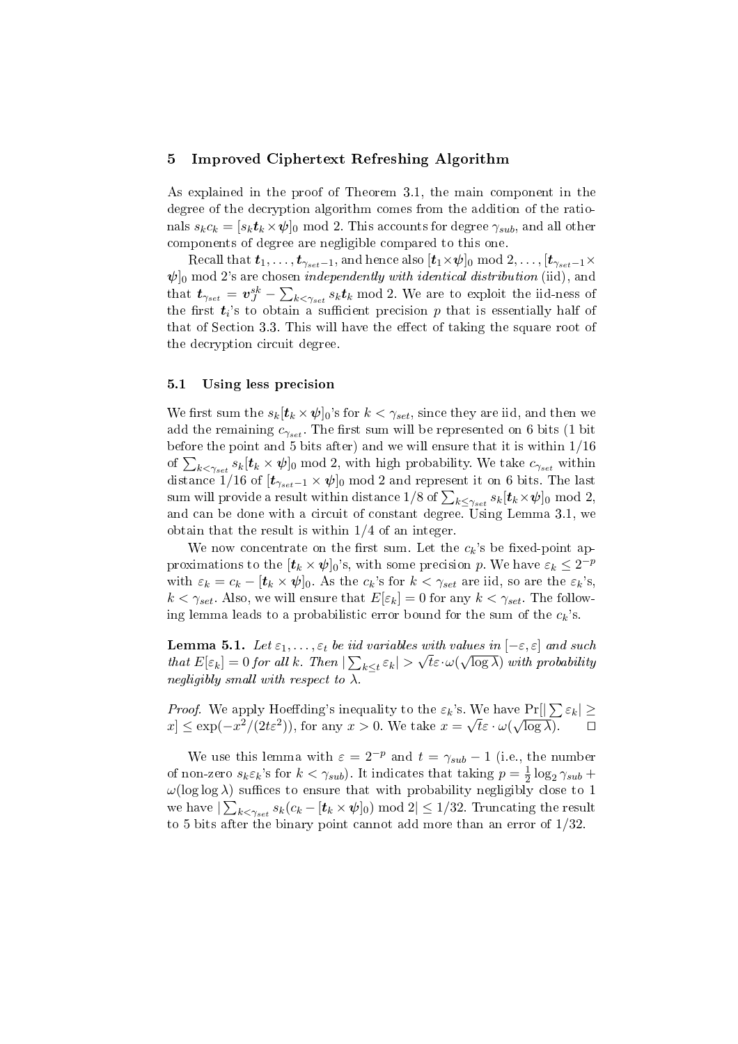## 5 Improved Ciphertext Refreshing Algorithm

As explained in the proof of Theorem 3.1, the main component in the degree of the decryption algorithm comes from the addition of the rationals $s_k c_k = [s_k \boldsymbol{t}_k \times \boldsymbol{\psi}]_0 \bmod 2$. This accounts for degree $\gamma_{sub}$, and all other components of degree are negligible compared to this one.

Recall that $\boldsymbol{t}_1, \ldots, \boldsymbol{t}_{\gamma_{set}-1}$, and hence also $[\boldsymbol{t}_1 \times \boldsymbol{\psi}]_0 \bmod 2, \ldots, [\boldsymbol{t}_{\gamma_{set}-1} \times \boldsymbol{\psi}]_0 \bmod 2$'s are chosen *independently with identical distribution* (iid), and that $\boldsymbol{t}_{\gamma_{set}} = \boldsymbol{v}_J^{sk} - \sum_{k<\gamma_{set}} s_k \boldsymbol{t}_k \bmod 2$. We are to exploit the iid-ness of the first $\boldsymbol{t}_i$'s to obtain a sufficient precision $p$ that is essentially half of that of Section 3.3. This will have the effect of taking the square root of the decryption circuit degree.

### 5.1 Using less precision

We first sum the $s_k[\boldsymbol{t}_k \times \boldsymbol{\psi}]_0$'s for $k < \gamma_{set}$, since they are iid, and then we add the remaining $c_{\gamma_{set}}$. The first sum will be represented on 6 bits (1 bit before the point and 5 bits after) and we will ensure that it is within $1/16$ of $\sum_{k<\gamma_{set}} s_k[\boldsymbol{t}_k \times \boldsymbol{\psi}]_0 \bmod 2$, with high probability. We take $c_{\gamma_{set}}$ within distance $1/16$ of $[\boldsymbol{t}_{\gamma_{set}-1} \times \boldsymbol{\psi}]_0 \bmod 2$ and represent it on 6 bits. The last sum will provide a result within distance $1/8$ of $\sum_{k\leq\gamma_{set}} s_k[\boldsymbol{t}_k \times \boldsymbol{\psi}]_0 \bmod 2$, and can be done with a circuit of constant degree. Using Lemma 3.1, we obtain that the result is within $1/4$ of an integer.

We now concentrate on the first sum. Let the $c_k$'s be fixed-point approximations to the $[\boldsymbol{t}_k \times \boldsymbol{\psi}]_0$'s, with some precision $p$. We have $\varepsilon_k \leq 2^{-p}$ with $\varepsilon_k = c_k - [\boldsymbol{t}_k \times \boldsymbol{\psi}]_0$. As the $c_k$'s for $k < \gamma_{set}$ are iid, so are the $\varepsilon_k$'s, $k < \gamma_{set}$. Also, we will ensure that $E[\varepsilon_k] = 0$ for any $k < \gamma_{set}$. The following lemma leads to a probabilistic error bound for the sum of the $c_k$'s.

**Lemma 5.1.** *Let $\varepsilon_1, \ldots, \varepsilon_t$ be iid variables with values in $[-\varepsilon, \varepsilon]$ and such that $E[\varepsilon_k] = 0$ for all $k$. Then $|\sum_{k\leq t} \varepsilon_k| > \sqrt{t}\varepsilon \cdot \omega(\sqrt{\log \lambda})$ with probability negligibly small with respect to $\lambda$.*

*Proof.* We apply Hoeffding's inequality to the $\varepsilon_k$'s. We have $\Pr[|\sum \varepsilon_k| \geq x] \leq \exp(-x^2/(2t\varepsilon^2))$, for any $x > 0$. We take $x = \sqrt{t}\varepsilon \cdot \omega(\sqrt{\log \lambda})$. $\square$

We use this lemma with $\varepsilon = 2^{-p}$ and $t = \gamma_{sub} - 1$ (i.e., the number of non-zero $s_k \varepsilon_k$'s for $k < \gamma_{sub}$). It indicates that taking $p = \frac{1}{2}\log_2 \gamma_{sub} + \omega(\log \log \lambda)$ suffices to ensure that with probability negligibly close to 1 we have $|\sum_{k<\gamma_{set}} s_k(c_k - [\boldsymbol{t}_k \times \boldsymbol{\psi}]_0) \bmod 2| \leq 1/32$. Truncating the result to 5 bits after the binary point cannot add more than an error of $1/32$.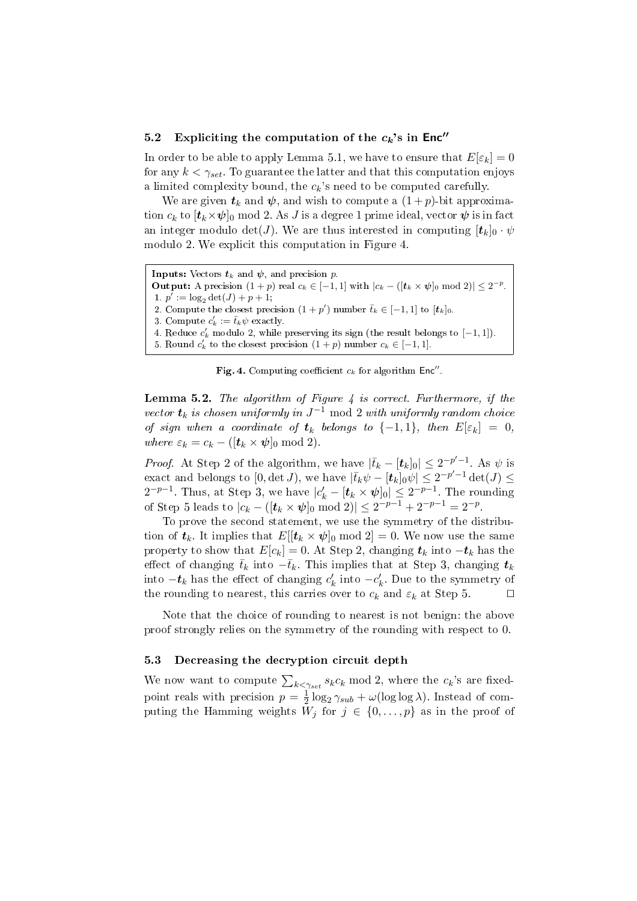### 5.2 Expliciting the computation of the $c_k$'s in $\mathsf{Enc}''$

In order to be able to apply Lemma 5.1, we have to ensure that $E[\varepsilon_k] = 0$ for any $k < \gamma_{set}$. To guarantee the latter and that this computation enjoys a limited complexity bound, the $c_k$'s need to be computed carefully.

We are given $\boldsymbol{t}_k$ and $\boldsymbol{\psi}$, and wish to compute a $(1+p)$-bit approximation $c_k$ to $[\boldsymbol{t}_k \times \boldsymbol{\psi}]_0 \bmod 2$. As $J$ is a degree 1 prime ideal, vector $\boldsymbol{\psi}$ is in fact an integer modulo $\det(J)$. We are thus interested in computing $[\boldsymbol{t}_k]_0 \cdot \psi$ modulo 2. We explicit this computation in Figure 4.

**Inputs:** Vectors $\boldsymbol{t}_k$ and $\boldsymbol{\psi}$, and precision $p$.
**Output:** A precision $(1+p)$ real $c_k \in [-1,1]$ with $|c_k - ([\boldsymbol{t}_k \times \boldsymbol{\psi}]_0 \bmod 2)| \leq 2^{-p}$.
1. $p' := \log_2 \det(J) + p + 1$;
2. Compute the closest precision $(1+p')$ number $\bar{t}_k \in [-1,1]$ to $[\boldsymbol{t}_k]_0$.
3. Compute $c_k' := \bar{t}_k \psi$ exactly.
4. Reduce $c_k'$ modulo 2, while preserving its sign (the result belongs to $[-1,1]$).
5. Round $c_k'$ to the closest precision $(1+p)$ number $c_k \in [-1,1]$.

**Fig. 4.** Computing coefficient $c_k$ for algorithm $\mathsf{Enc}''$.

**Lemma 5.2.** *The algorithm of Figure 4 is correct. Furthermore, if the vector $\boldsymbol{t}_k$ is chosen uniformly in $J^{-1} \bmod 2$ with uniformly random choice of sign when a coordinate of $\boldsymbol{t}_k$ belongs to $\{-1,1\}$, then $E[\varepsilon_k] = 0$, where $\varepsilon_k = c_k - ([\boldsymbol{t}_k \times \boldsymbol{\psi}]_0 \bmod 2)$.*

*Proof.* At Step 2 of the algorithm, we have $|\bar{t}_k - [\boldsymbol{t}_k]_0| \leq 2^{-p'-1}$. As $\psi$ is exact and belongs to $[0, \det J)$, we have $|\bar{t}_k\psi - [\boldsymbol{t}_k]_0\psi| \leq 2^{-p'-1}\det(J) \leq 2^{-p-1}$. Thus, at Step 3, we have $|c_k' - [\boldsymbol{t}_k \times \boldsymbol{\psi}]_0| \leq 2^{-p-1}$. The rounding of Step 5 leads to $|c_k - ([\boldsymbol{t}_k \times \boldsymbol{\psi}]_0 \bmod 2)| \leq 2^{-p-1} + 2^{-p-1} = 2^{-p}$.

To prove the second statement, we use the symmetry of the distribution of $\boldsymbol{t}_k$. It implies that $E[[\boldsymbol{t}_k \times \boldsymbol{\psi}]_0 \bmod 2] = 0$. We now use the same property to show that $E[c_k] = 0$. At Step 2, changing $\boldsymbol{t}_k$ into $-\boldsymbol{t}_k$ has the effect of changing $\bar{t}_k$ into $-\bar{t}_k$. This implies that at Step 3, changing $\boldsymbol{t}_k$ into $-\boldsymbol{t}_k$ has the effect of changing $c_k'$ into $-c_k'$. Due to the symmetry of the rounding to nearest, this carries over to $c_k$ and $\varepsilon_k$ at Step 5. $\square$

Note that the choice of rounding to nearest is not benign: the above proof strongly relies on the symmetry of the rounding with respect to 0.

### 5.3 Decreasing the decryption circuit depth

We now want to compute $\sum_{k<\gamma_{set}} s_k c_k \bmod 2$, where the $c_k$'s are fixed-point reals with precision $p = \frac{1}{2}\log_2 \gamma_{sub} + \omega(\log\log\lambda)$. Instead of computing the Hamming weights $W_j$ for $j \in \{0, \ldots, p\}$ as in the proof of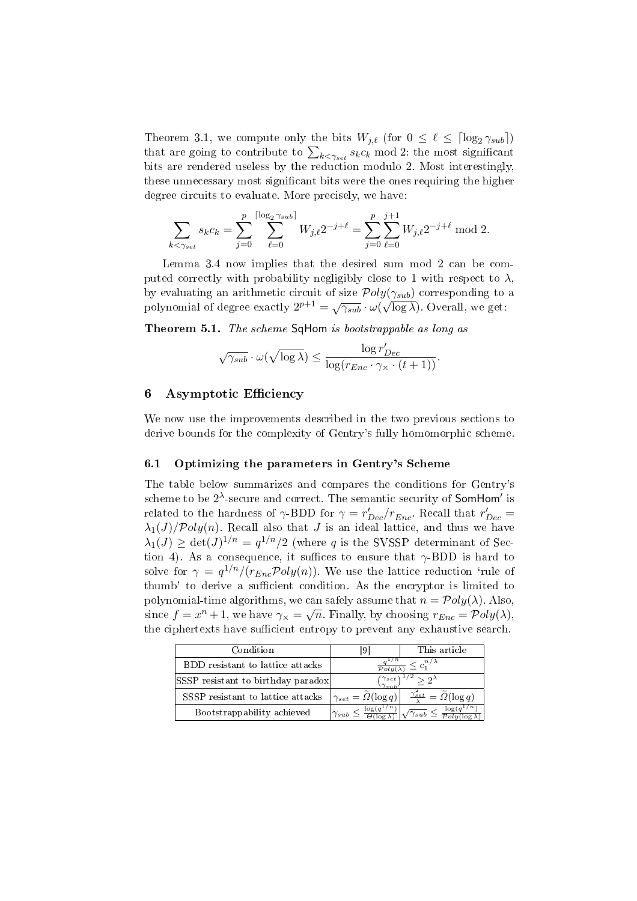Theorem 3.1, we compute only the bits $W_{j,\ell}$ (for $0 \leq \ell \leq \lceil \log_2 \gamma_{sub} \rceil$) that are going to contribute to $\sum_{k<\gamma_{set}} s_k c_k \bmod 2$: the most significant bits are rendered useless by the reduction modulo 2. Most interestingly, these unnecessary most significant bits were the ones requiring the higher degree circuits to evaluate. More precisely, we have:

$$\sum_{k<\gamma_{set}} s_k c_k = \sum_{j=0}^{p} \sum_{\ell=0}^{\lceil \log_2 \gamma_{sub} \rceil} W_{j,\ell} 2^{-j+\ell} = \sum_{j=0}^{p} \sum_{\ell=0}^{j+1} W_{j,\ell} 2^{-j+\ell} \bmod 2.$$

Lemma 3.4 now implies that the desired sum mod 2 can be computed correctly with probability negligibly close to 1 with respect to $\lambda$, by evaluating an arithmetic circuit of size $\mathcal{P}oly(\gamma_{sub})$ corresponding to a polynomial of degree exactly $2^{p+1} = \sqrt{\gamma_{sub}} \cdot \omega(\sqrt{\log \lambda})$. Overall, we get:

**Theorem 5.1.** *The scheme* SqHom *is bootstrappable as long as*

$$\sqrt{\gamma_{sub}} \cdot \omega(\sqrt{\log \lambda}) \leq \frac{\log r'_{Dec}}{\log(r_{Enc} \cdot \gamma_{\times} \cdot (t+1))}.$$

## 6 Asymptotic Efficiency

We now use the improvements described in the two previous sections to derive bounds for the complexity of Gentry's fully homomorphic scheme.

### 6.1 Optimizing the parameters in Gentry's Scheme

The table below summarizes and compares the conditions for Gentry's scheme to be $2^{\lambda}$-secure and correct. The semantic security of SomHom$'$ is related to the hardness of $\gamma$-BDD for $\gamma = r'_{Dec}/r_{Enc}$. Recall that $r'_{Dec} = \lambda_1(J)/\mathcal{P}oly(n)$. Recall also that $J$ is an ideal lattice, and thus we have $\lambda_1(J) \geq \det(J)^{1/n} = q^{1/n}/2$ (where $q$ is the SVSSP determinant of Section 4). As a consequence, it suffices to ensure that $\gamma$-BDD is hard to solve for $\gamma = q^{1/n}/(r_{Enc}\mathcal{P}oly(n))$. We use the lattice reduction 'rule of thumb' to derive a sufficient condition. As the encryptor is limited to polynomial-time algorithms, we can safely assume that $n = \mathcal{P}oly(\lambda)$. Also, since $f = x^n + 1$, we have $\gamma_{\times} = \sqrt{n}$. Finally, by choosing $r_{Enc} = \mathcal{P}oly(\lambda)$, the ciphertexts have sufficient entropy to prevent any exhaustive search.

| Condition | [9] | This article |
|---|---|---|
| BDD resistant to lattice attacks | $\frac{q^{1/n}}{\mathcal{P}oly(\lambda)} \leq c_1^{n/\lambda}$ | |
| SSSP resistant to birthday paradox | $\binom{\gamma_{set}}{\gamma_{sub}}^{1/2} \geq 2^{\lambda}$ | |
| SSSP resistant to lattice attacks | $\gamma_{set} = \widetilde{\Omega}(\log q)$ | $\frac{\gamma_{set}^2}{\lambda} = \widetilde{\Omega}(\log q)$ |
| Bootstrappability achieved | $\gamma_{sub} \leq \frac{\log(q^{1/n})}{\Theta(\log \lambda)}$ | $\sqrt{\gamma_{sub}} \leq \frac{\log(q^{1/n})}{\mathcal{P}oly(\log \lambda)}$ |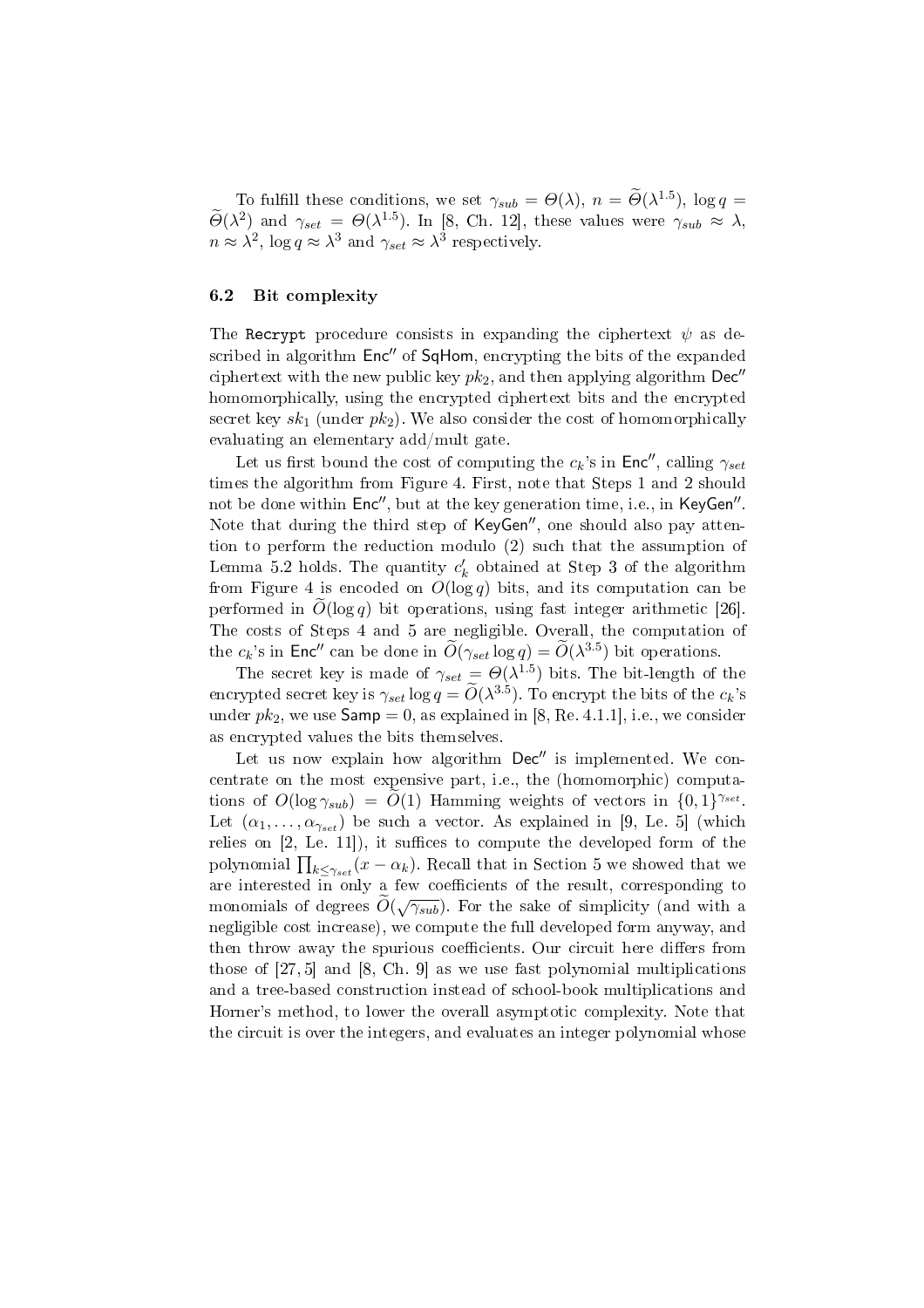To fulfill these conditions, we set $\gamma_{sub} = \Theta(\lambda)$, $n = \widetilde{\Theta}(\lambda^{1.5})$, $\log q = \widetilde{\Theta}(\lambda^2)$ and $\gamma_{set} = \Theta(\lambda^{1.5})$. In [8, Ch. 12], these values were $\gamma_{sub} \approx \lambda$, $n \approx \lambda^2$, $\log q \approx \lambda^3$ and $\gamma_{set} \approx \lambda^3$ respectively.

### 6.2 Bit complexity

The `Recrypt` procedure consists in expanding the ciphertext $\psi$ as described in algorithm $\mathsf{Enc}''$ of $\mathsf{SqHom}$, encrypting the bits of the expanded ciphertext with the new public key $pk_2$, and then applying algorithm $\mathsf{Dec}''$ homomorphically, using the encrypted ciphertext bits and the encrypted secret key $sk_1$ (under $pk_2$). We also consider the cost of homomorphically evaluating an elementary add/mult gate.

Let us first bound the cost of computing the $c_k$'s in $\mathsf{Enc}''$, calling $\gamma_{set}$ times the algorithm from Figure 4. First, note that Steps 1 and 2 should not be done within $\mathsf{Enc}''$, but at the key generation time, i.e., in $\mathsf{KeyGen}''$. Note that during the third step of $\mathsf{KeyGen}''$, one should also pay attention to perform the reduction modulo (2) such that the assumption of Lemma 5.2 holds. The quantity $c'_k$ obtained at Step 3 of the algorithm from Figure 4 is encoded on $O(\log q)$ bits, and its computation can be performed in $\widetilde{O}(\log q)$ bit operations, using fast integer arithmetic [26]. The costs of Steps 4 and 5 are negligible. Overall, the computation of the $c_k$'s in $\mathsf{Enc}''$ can be done in $\widetilde{O}(\gamma_{set} \log q) = \widetilde{O}(\lambda^{3.5})$ bit operations.

The secret key is made of $\gamma_{set} = \Theta(\lambda^{1.5})$ bits. The bit-length of the encrypted secret key is $\gamma_{set} \log q = \widetilde{O}(\lambda^{3.5})$. To encrypt the bits of the $c_k$'s under $pk_2$, we use $\mathsf{Samp} = 0$, as explained in [8, Re. 4.1.1], i.e., we consider as encrypted values the bits themselves.

Let us now explain how algorithm $\mathsf{Dec}''$ is implemented. We concentrate on the most expensive part, i.e., the (homomorphic) computations of $O(\log \gamma_{sub}) = \widetilde{O}(1)$ Hamming weights of vectors in $\{0,1\}^{\gamma_{set}}$. Let $(\alpha_1, \ldots, \alpha_{\gamma_{set}})$ be such a vector. As explained in [9, Le. 5] (which relies on [2, Le. 11]), it suffices to compute the developed form of the polynomial $\prod_{k \leq \gamma_{set}} (x - \alpha_k)$. Recall that in Section 5 we showed that we are interested in only a few coefficients of the result, corresponding to monomials of degrees $\widetilde{O}(\sqrt{\gamma_{sub}})$. For the sake of simplicity (and with a negligible cost increase), we compute the full developed form anyway, and then throw away the spurious coefficients. Our circuit here differs from those of [27, 5] and [8, Ch. 9] as we use fast polynomial multiplications and a tree-based construction instead of school-book multiplications and Horner's method, to lower the overall asymptotic complexity. Note that the circuit is over the integers, and evaluates an integer polynomial whose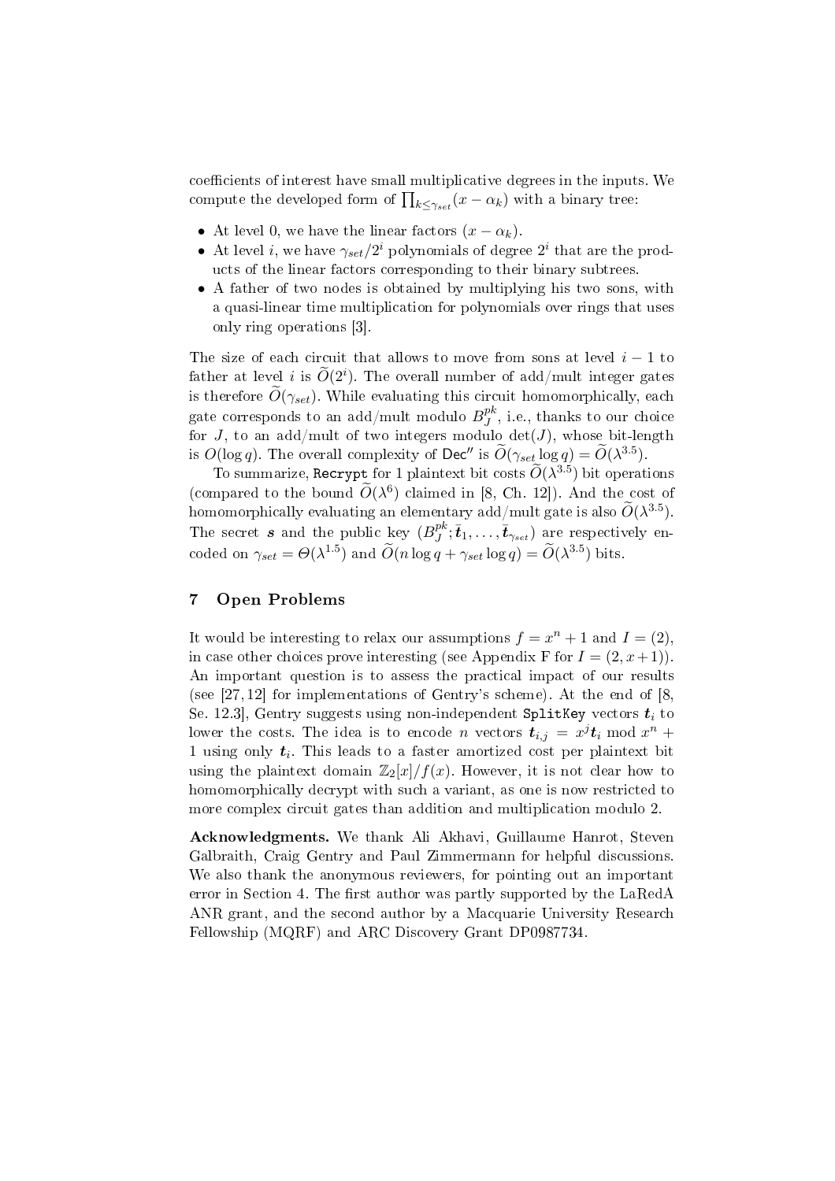coefficients of interest have small multiplicative degrees in the inputs. We compute the developed form of $\prod_{k \leq \gamma_{set}} (x - \alpha_k)$ with a binary tree:

- At level 0, we have the linear factors $(x - \alpha_k)$.
- At level $i$, we have $\gamma_{set}/2^i$ polynomials of degree $2^i$ that are the products of the linear factors corresponding to their binary subtrees.
- A father of two nodes is obtained by multiplying his two sons, with a quasi-linear time multiplication for polynomials over rings that uses only ring operations [3].

The size of each circuit that allows to move from sons at level $i-1$ to father at level $i$ is $\widetilde{O}(2^i)$. The overall number of add/mult integer gates is therefore $\widetilde{O}(\gamma_{set})$. While evaluating this circuit homomorphically, each gate corresponds to an add/mult modulo $B_J^{pk}$, i.e., thanks to our choice for $J$, to an add/mult of two integers modulo $\det(J)$, whose bit-length is $O(\log q)$. The overall complexity of $\mathsf{Dec}''$ is $\widetilde{O}(\gamma_{set} \log q) = \widetilde{O}(\lambda^{3.5})$.

To summarize, `Recrypt` for 1 plaintext bit costs $\widetilde{O}(\lambda^{3.5})$ bit operations (compared to the bound $\widetilde{O}(\lambda^6)$ claimed in [8, Ch. 12]). And the cost of homomorphically evaluating an elementary add/mult gate is also $\widetilde{O}(\lambda^{3.5})$. The secret $\boldsymbol{s}$ and the public key $(B_J^{pk}; \bar{\boldsymbol{t}}_1, \ldots, \bar{\boldsymbol{t}}_{\gamma_{set}})$ are respectively encoded on $\gamma_{set} = \Theta(\lambda^{1.5})$ and $\widetilde{O}(n \log q + \gamma_{set} \log q) = \widetilde{O}(\lambda^{3.5})$ bits.

## 7 Open Problems

It would be interesting to relax our assumptions $f = x^n + 1$ and $I = (2)$, in case other choices prove interesting (see Appendix F for $I = (2, x+1)$). An important question is to assess the practical impact of our results (see [27, 12] for implementations of Gentry's scheme). At the end of [8, Se. 12.3], Gentry suggests using non-independent `SplitKey` vectors $\boldsymbol{t}_i$ to lower the costs. The idea is to encode $n$ vectors $\boldsymbol{t}_{i,j} = x^j \boldsymbol{t}_i \bmod x^n + 1$ using only $\boldsymbol{t}_i$. This leads to a faster amortized cost per plaintext bit using the plaintext domain $\mathbb{Z}_2[x]/f(x)$. However, it is not clear how to homomorphically decrypt with such a variant, as one is now restricted to more complex circuit gates than addition and multiplication modulo 2.

**Acknowledgments.** We thank Ali Akhavi, Guillaume Hanrot, Steven Galbraith, Craig Gentry and Paul Zimmermann for helpful discussions. We also thank the anonymous reviewers, for pointing out an important error in Section 4. The first author was partly supported by the LaRedA ANR grant, and the second author by a Macquarie University Research Fellowship (MQRF) and ARC Discovery Grant DP0987734.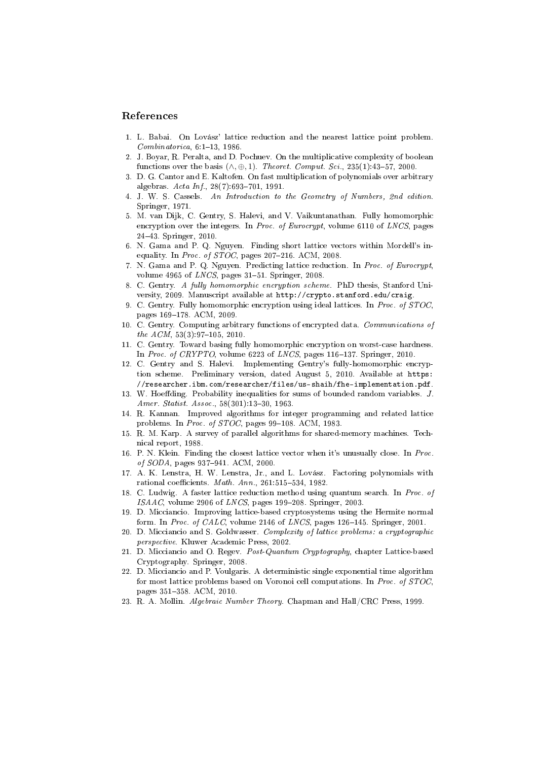## References

1. L. Babai. On Lovász' lattice reduction and the nearest lattice point problem. *Combinatorica*, 6:1–13, 1986.
2. J. Boyar, R. Peralta, and D. Pochuev. On the multiplicative complexity of boolean functions over the basis $(\wedge, \oplus, 1)$. *Theoret. Comput. Sci.*, 235(1):43–57, 2000.
3. D. G. Cantor and E. Kaltofen. On fast multiplication of polynomials over arbitrary algebras. *Acta Inf.*, 28(7):693–701, 1991.
4. J. W. S. Cassels. *An Introduction to the Geometry of Numbers, 2nd edition.* Springer, 1971.
5. M. van Dijk, C. Gentry, S. Halevi, and V. Vaikuntanathan. Fully homomorphic encryption over the integers. In *Proc. of Eurocrypt*, volume 6110 of *LNCS*, pages 24–43. Springer, 2010.
6. N. Gama and P. Q. Nguyen. Finding short lattice vectors within Mordell's inequality. In *Proc. of STOC*, pages 207–216. ACM, 2008.
7. N. Gama and P. Q. Nguyen. Predicting lattice reduction. In *Proc. of Eurocrypt*, volume 4965 of *LNCS*, pages 31–51. Springer, 2008.
8. C. Gentry. *A fully homomorphic encryption scheme.* PhD thesis, Stanford University, 2009. Manuscript available at `http://crypto.stanford.edu/craig`.
9. C. Gentry. Fully homomorphic encryption using ideal lattices. In *Proc. of STOC*, pages 169–178. ACM, 2009.
10. C. Gentry. Computing arbitrary functions of encrypted data. *Communications of the ACM*, 53(3):97–105, 2010.
11. C. Gentry. Toward basing fully homomorphic encryption on worst-case hardness. In *Proc. of CRYPTO*, volume 6223 of *LNCS*, pages 116–137. Springer, 2010.
12. C. Gentry and S. Halevi. Implementing Gentry's fully-homomorphic encryption scheme. Preliminary version, dated August 5, 2010. Available at `https://researcher.ibm.com/researcher/files/us-shaih/fhe-implementation.pdf`.
13. W. Hoeffding. Probability inequalities for sums of bounded random variables. *J. Amer. Statist. Assoc.*, 58(301):13–30, 1963.
14. R. Kannan. Improved algorithms for integer programming and related lattice problems. In *Proc. of STOC*, pages 99–108. ACM, 1983.
15. R. M. Karp. A survey of parallel algorithms for shared-memory machines. Technical report, 1988.
16. P. N. Klein. Finding the closest lattice vector when it's unusually close. In *Proc. of SODA*, pages 937–941. ACM, 2000.
17. A. K. Lenstra, H. W. Lenstra, Jr., and L. Lovász. Factoring polynomials with rational coefficients. *Math. Ann.*, 261:515–534, 1982.
18. C. Ludwig. A faster lattice reduction method using quantum search. In *Proc. of ISAAC*, volume 2906 of *LNCS*, pages 199–208. Springer, 2003.
19. D. Micciancio. Improving lattice-based cryptosystems using the Hermite normal form. In *Proc. of CALC*, volume 2146 of *LNCS*, pages 126–145. Springer, 2001.
20. D. Micciancio and S. Goldwasser. *Complexity of lattice problems: a cryptographic perspective.* Kluwer Academic Press, 2002.
21. D. Micciancio and O. Regev. *Post-Quantum Cryptography*, chapter Lattice-based Cryptography. Springer, 2008.
22. D. Micciancio and P. Voulgaris. A deterministic single exponential time algorithm for most lattice problems based on Voronoi cell computations. In *Proc. of STOC*, pages 351–358. ACM, 2010.
23. R. A. Mollin. *Algebraic Number Theory.* Chapman and Hall/CRC Press, 1999.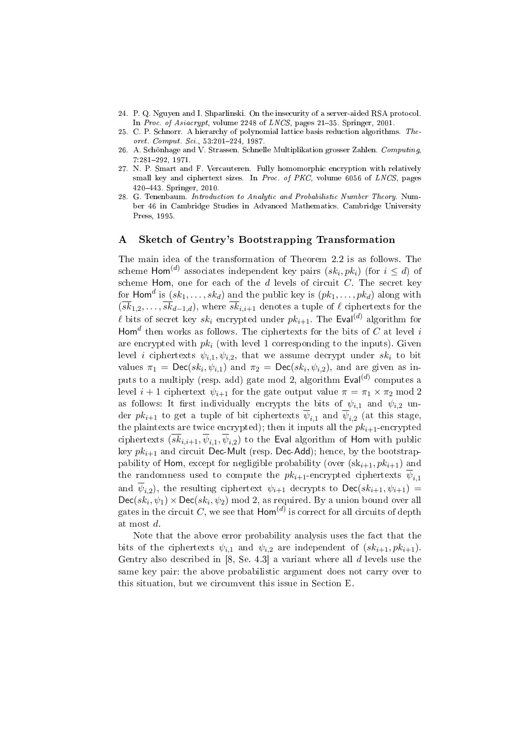24. P. Q. Nguyen and I. Shparlinski. On the insecurity of a server-aided RSA protocol. In *Proc. of Asiacrypt*, volume 2248 of *LNCS*, pages 21–35. Springer, 2001.
25. C. P. Schnorr. A hierarchy of polynomial lattice basis reduction algorithms. *Theoret. Comput. Sci.*, 53:201–224, 1987.
26. A. Schönhage and V. Strassen. Schnelle Multiplikation grosser Zahlen. *Computing*, 7:281–292, 1971.
27. N. P. Smart and F. Vercauteren. Fully homomorphic encryption with relatively small key and ciphertext sizes. In *Proc. of PKC*, volume 6056 of *LNCS*, pages 420–443. Springer, 2010.
28. G. Tenenbaum. *Introduction to Analytic and Probabilistic Number Theory*. Number 46 in Cambridge Studies in Advanced Mathematics. Cambridge University Press, 1995.

## A Sketch of Gentry's Bootstrapping Transformation

The main idea of the transformation of Theorem 2.2 is as follows. The scheme $\mathsf{Hom}^{(d)}$ associates independent key pairs $(sk_i, pk_i)$ (for $i \leq d$) of scheme $\mathsf{Hom}$, one for each of the $d$ levels of circuit $C$. The secret key for $\mathsf{Hom}^d$ is $(sk_1, \ldots, sk_d)$ and the public key is $(pk_1, \ldots, pk_d)$ along with $(\overline{sk}_{1,2}, \ldots, \overline{sk}_{d-1,d})$, where $\overline{sk}_{i,i+1}$ denotes a tuple of $\ell$ ciphertexts for the $\ell$ bits of secret key $sk_i$ encrypted under $pk_{i+1}$. The $\mathsf{Eval}^{(d)}$ algorithm for $\mathsf{Hom}^d$ then works as follows. The ciphertexts for the bits of $C$ at level $i$ are encrypted with $pk_i$ (with level 1 corresponding to the inputs). Given level $i$ ciphertexts $\psi_{i,1}, \psi_{i,2}$, that we assume decrypt under $sk_i$ to bit values $\pi_1 = \mathsf{Dec}(sk_i, \psi_{i,1})$ and $\pi_2 = \mathsf{Dec}(sk_i, \psi_{i,2})$, and are given as inputs to a multiply (resp. add) gate mod 2, algorithm $\mathsf{Eval}^{(d)}$ computes a level $i+1$ ciphertext $\psi_{i+1}$ for the gate output value $\pi = \pi_1 \times \pi_2 \bmod 2$ as follows: It first individually encrypts the bits of $\psi_{i,1}$ and $\psi_{i,2}$ under $pk_{i+1}$ to get a tuple of bit ciphertexts $\overline{\psi}_{i,1}$ and $\overline{\psi}_{i,2}$ (at this stage, the plaintexts are twice encrypted); then it inputs all the $pk_{i+1}$-encrypted ciphertexts $(\overline{sk}_{i,i+1}, \overline{\psi}_{i,1}, \overline{\psi}_{i,2})$ to the $\mathsf{Eval}$ algorithm of $\mathsf{Hom}$ with public key $pk_{i+1}$ and circuit $\mathsf{Dec}$-$\mathsf{Mult}$ (resp. $\mathsf{Dec}$-$\mathsf{Add}$); hence, by the bootstrappability of $\mathsf{Hom}$, except for negligible probability (over $(\mathrm{sk}_{i+1}, pk_{i+1})$ and the randomness used to compute the $pk_{i+1}$-encrypted ciphertexts $\overline{\psi}_{i,1}$ and $\overline{\psi}_{i,2}$), the resulting ciphertext $\psi_{i+1}$ decrypts to $\mathsf{Dec}(sk_{i+1}, \psi_{i+1}) = \mathsf{Dec}(sk_i, \psi_1) \times \mathsf{Dec}(sk_i, \psi_2) \bmod 2$, as required. By a union bound over all gates in the circuit $C$, we see that $\mathsf{Hom}^{(d)}$ is correct for all circuits of depth at most $d$.

Note that the above error probability analysis uses the fact that the bits of the ciphertexts $\psi_{i,1}$ and $\psi_{i,2}$ are independent of $(sk_{i+1}, pk_{i+1})$. Gentry also described in [8, Se. 4.3] a variant where all $d$ levels use the same key pair: the above probabilistic argument does not carry over to this situation, but we circumvent this issue in Section E.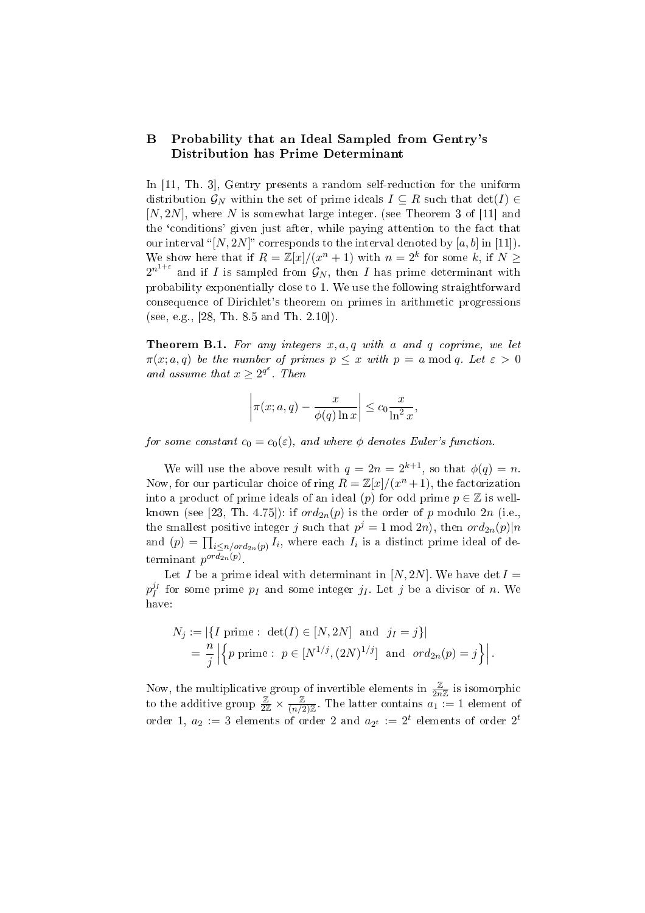## B Probability that an Ideal Sampled from Gentry's Distribution has Prime Determinant

In [11, Th. 3], Gentry presents a random self-reduction for the uniform distribution $\mathcal{G}_N$ within the set of prime ideals $I \subseteq R$ such that $\det(I) \in [N, 2N]$, where $N$ is somewhat large integer. (see Theorem 3 of [11] and the 'conditions' given just after, while paying attention to the fact that our interval "$[N, 2N]$" corresponds to the interval denoted by $[a, b]$ in [11]). We show here that if $R = \mathbb{Z}[x]/(x^n + 1)$ with $n = 2^k$ for some $k$, if $N \geq 2^{n^{1+\varepsilon}}$ and if $I$ is sampled from $\mathcal{G}_N$, then $I$ has prime determinant with probability exponentially close to 1. We use the following straightforward consequence of Dirichlet's theorem on primes in arithmetic progressions (see, e.g., [28, Th. 8.5 and Th. 2.10]).

**Theorem B.1.** *For any integers $x, a, q$ with $a$ and $q$ coprime, we let $\pi(x; a, q)$ be the number of primes $p \leq x$ with $p = a \bmod q$. Let $\varepsilon > 0$ and assume that $x \geq 2^{q^{\varepsilon}}$. Then*

$$\left| \pi(x; a, q) - \frac{x}{\phi(q) \ln x} \right| \leq c_0 \frac{x}{\ln^2 x},$$

*for some constant $c_0 = c_0(\varepsilon)$, and where $\phi$ denotes Euler's function.*

We will use the above result with $q = 2n = 2^{k+1}$, so that $\phi(q) = n$. Now, for our particular choice of ring $R = \mathbb{Z}[x]/(x^n+1)$, the factorization into a product of prime ideals of an ideal $(p)$ for odd prime $p \in \mathbb{Z}$ is well-known (see [23, Th. 4.75]): if $ord_{2n}(p)$ is the order of $p$ modulo $2n$ (i.e., the smallest positive integer $j$ such that $p^j = 1 \bmod 2n$), then $ord_{2n}(p) | n$ and $(p) = \prod_{i \leq n/ord_{2n}(p)} I_i$, where each $I_i$ is a distinct prime ideal of determinant $p^{ord_{2n}(p)}$.

Let $I$ be a prime ideal with determinant in $[N, 2N]$. We have $\det I = p_I^{j_I}$ for some prime $p_I$ and some integer $j_I$. Let $j$ be a divisor of $n$. We have:

$$\begin{aligned} N_j &:= |\{I \text{ prime}: \ \det(I) \in [N, 2N] \ \text{ and } \ j_I = j\}| \\ &= \frac{n}{j} \left| \left\{ p \text{ prime}: \ p \in [N^{1/j}, (2N)^{1/j}] \ \text{ and } \ ord_{2n}(p) = j \right\} \right|. \end{aligned}$$

Now, the multiplicative group of invertible elements in $\frac{\mathbb{Z}}{2n\mathbb{Z}}$ is isomorphic to the additive group $\frac{\mathbb{Z}}{2\mathbb{Z}} \times \frac{\mathbb{Z}}{(n/2)\mathbb{Z}}$. The latter contains $a_1 := 1$ element of order 1, $a_2 := 3$ elements of order 2 and $a_{2^t} := 2^t$ elements of order $2^t$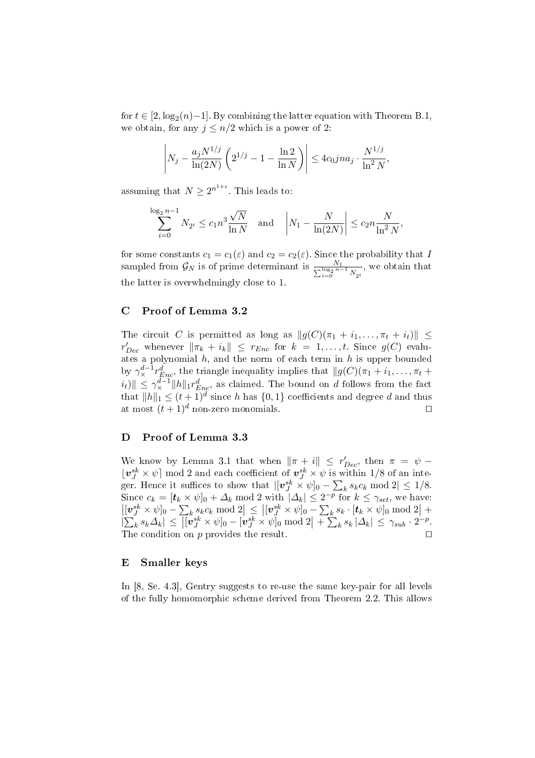for $t \in [2, \log_2(n)-1]$. By combining the latter equation with Theorem B.1, we obtain, for any $j \leq n/2$ which is a power of 2:

$$\left| N_j - \frac{a_j N^{1/j}}{\ln(2N)} \left( 2^{1/j} - 1 - \frac{\ln 2}{\ln N} \right) \right| \leq 4c_0 jna_j \cdot \frac{N^{1/j}}{\ln^2 N},$$

assuming that $N \geq 2^{n^{1+\varepsilon}}$. This leads to:

$$\sum_{i=0}^{\log_2 n-1} N_{2^i} \leq c_1 n^3 \frac{\sqrt{N}}{\ln N} \quad \text{and} \quad \left| N_1 - \frac{N}{\ln(2N)} \right| \leq c_2 n \frac{N}{\ln^2 N},$$

for some constants $c_1 = c_1(\varepsilon)$ and $c_2 = c_2(\varepsilon)$. Since the probability that $I$ sampled from $\mathcal{G}_N$ is of prime determinant is $\frac{N_1}{\sum_{i=0}^{\log_2 n-1} N_{2^i}}$, we obtain that the latter is overwhelmingly close to 1.

## C Proof of Lemma 3.2

The circuit $C$ is permitted as long as $\|g(C)(\pi_1 + i_1, \ldots, \pi_t + i_t)\| \leq r'_{Dec}$ whenever $\|\pi_k + i_k\| \leq r_{Enc}$ for $k = 1, \ldots, t$. Since $g(C)$ evaluates a polynomial $h$, and the norm of each term in $h$ is upper bounded by $\gamma_\times^{d-1} r_{Enc}^d$, the triangle inequality implies that $\|g(C)(\pi_1 + i_1, \ldots, \pi_t + i_t)\| \leq \gamma_\times^{d-1} \|h\|_1 r_{Enc}^d$, as claimed. The bound on $d$ follows from the fact that $\|h\|_1 \leq (t+1)^d$ since $h$ has $\{0,1\}$ coefficients and degree $d$ and thus at most $(t+1)^d$ non-zero monomials. □

## D Proof of Lemma 3.3

We know by Lemma 3.1 that when $\|\pi + i\| \leq r'_{Dec}$, then $\pi = \psi - \lfloor \boldsymbol{v}_J^{sk} \times \psi \rceil \bmod 2$ and each coefficient of $\boldsymbol{v}_J^{sk} \times \psi$ is within $1/8$ of an integer. Hence it suffices to show that $|[\boldsymbol{v}_J^{sk} \times \psi]_0 - \sum_k s_k c_k \bmod 2| \leq 1/8$. Since $c_k = [\boldsymbol{t}_k \times \psi]_0 + \Delta_k \bmod 2$ with $|\Delta_k| \leq 2^{-p}$ for $k \leq \gamma_{set}$, we have: $\left|[\boldsymbol{v}_J^{sk} \times \psi]_0 - \sum_k s_k c_k \bmod 2\right| \leq \left|[\boldsymbol{v}_J^{sk} \times \psi]_0 - \sum_k s_k \cdot [\boldsymbol{t}_k \times \psi]_0 \bmod 2\right| + \left|\sum_k s_k \Delta_k\right| \leq \left|[\boldsymbol{v}_J^{sk} \times \psi]_0 - [\boldsymbol{v}_J^{sk} \times \psi]_0 \bmod 2\right| + \sum_k s_k |\Delta_k| \leq \gamma_{sub} \cdot 2^{-p}$. The condition on $p$ provides the result. □

## E Smaller keys

In [8, Se. 4.3], Gentry suggests to re-use the same key-pair for all levels of the fully homomorphic scheme derived from Theorem 2.2. This allows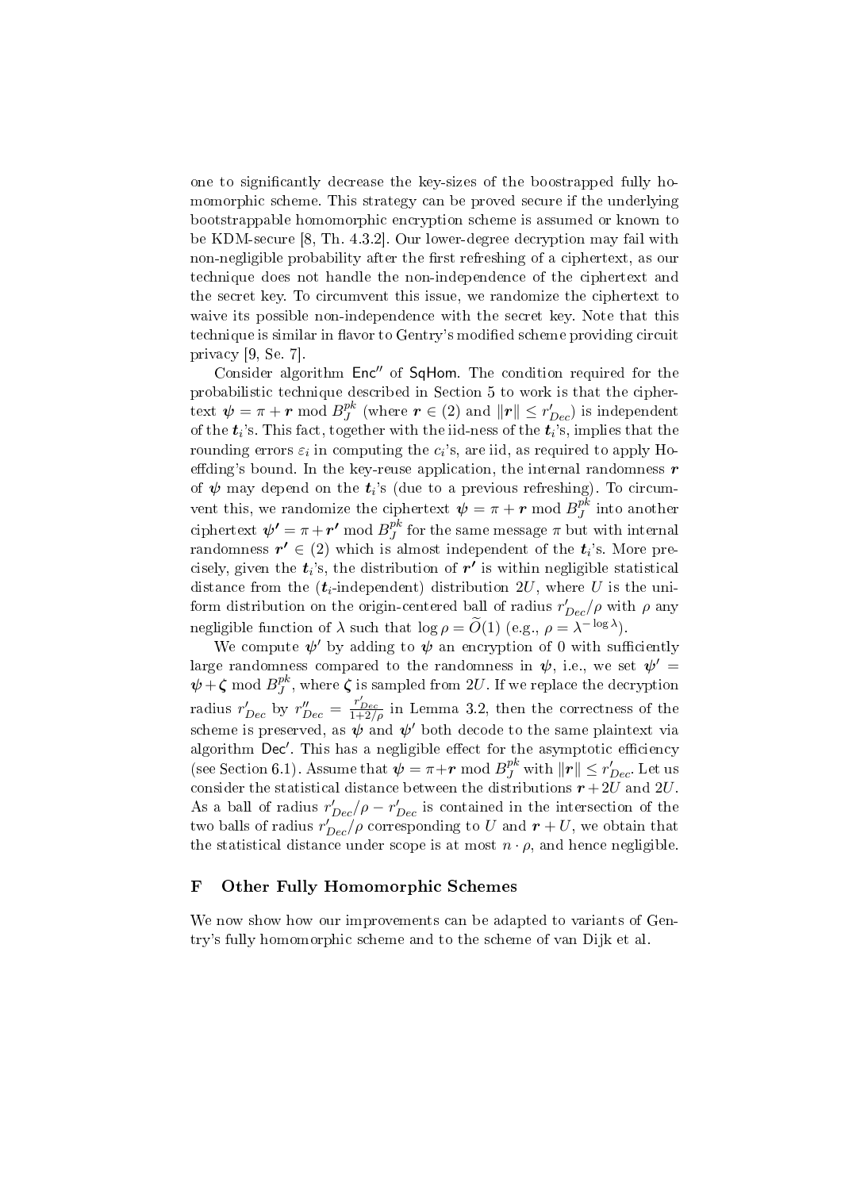one to significantly decrease the key-sizes of the boostrapped fully homomorphic scheme. This strategy can be proved secure if the underlying bootstrappable homomorphic encryption scheme is assumed or known to be KDM-secure [8, Th. 4.3.2]. Our lower-degree decryption may fail with non-negligible probability after the first refreshing of a ciphertext, as our technique does not handle the non-independence of the ciphertext and the secret key. To circumvent this issue, we randomize the ciphertext to waive its possible non-independence with the secret key. Note that this technique is similar in flavor to Gentry's modified scheme providing circuit privacy [9, Se. 7].

Consider algorithm $\mathsf{Enc}''$ of $\mathsf{SqHom}$. The condition required for the probabilistic technique described in Section 5 to work is that the ciphertext $\boldsymbol{\psi} = \pi + \boldsymbol{r} \bmod B_J^{pk}$ (where $\boldsymbol{r} \in (2)$ and $\|\boldsymbol{r}\| \leq r'_{Dec}$) is independent of the $\boldsymbol{t}_i$'s. This fact, together with the iid-ness of the $\boldsymbol{t}_i$'s, implies that the rounding errors $\varepsilon_i$ in computing the $c_i$'s, are iid, as required to apply Hoeffding's bound. In the key-reuse application, the internal randomness $\boldsymbol{r}$ of $\boldsymbol{\psi}$ may depend on the $\boldsymbol{t}_i$'s (due to a previous refreshing). To circumvent this, we randomize the ciphertext $\boldsymbol{\psi} = \pi + \boldsymbol{r} \bmod B_J^{pk}$ into another ciphertext $\boldsymbol{\psi'} = \pi + \boldsymbol{r'} \bmod B_J^{pk}$ for the same message $\pi$ but with internal randomness $\boldsymbol{r'} \in (2)$ which is almost independent of the $\boldsymbol{t}_i$'s. More precisely, given the $\boldsymbol{t}_i$'s, the distribution of $\boldsymbol{r'}$ is within negligible statistical distance from the ($\boldsymbol{t}_i$-independent) distribution $2U$, where $U$ is the uniform distribution on the origin-centered ball of radius $r'_{Dec}/\rho$ with $\rho$ any negligible function of $\lambda$ such that $\log \rho = \widetilde{O}(1)$ (e.g., $\rho = \lambda^{-\log \lambda}$).

We compute $\boldsymbol{\psi}'$ by adding to $\boldsymbol{\psi}$ an encryption of 0 with sufficiently large randomness compared to the randomness in $\boldsymbol{\psi}$, i.e., we set $\boldsymbol{\psi}' = \boldsymbol{\psi} + \boldsymbol{\zeta} \bmod B_J^{pk}$, where $\boldsymbol{\zeta}$ is sampled from $2U$. If we replace the decryption radius $r'_{Dec}$ by $r''_{Dec} = \frac{r'_{Dec}}{1+2/\rho}$ in Lemma 3.2, then the correctness of the scheme is preserved, as $\boldsymbol{\psi}$ and $\boldsymbol{\psi}'$ both decode to the same plaintext via algorithm $\mathsf{Dec}'$. This has a negligible effect for the asymptotic efficiency (see Section 6.1). Assume that $\boldsymbol{\psi} = \pi + \boldsymbol{r} \bmod B_J^{pk}$ with $\|\boldsymbol{r}\| \leq r'_{Dec}$. Let us consider the statistical distance between the distributions $\boldsymbol{r} + 2U$ and $2U$. As a ball of radius $r'_{Dec}/\rho - r'_{Dec}$ is contained in the intersection of the two balls of radius $r'_{Dec}/\rho$ corresponding to $U$ and $\boldsymbol{r} + U$, we obtain that the statistical distance under scope is at most $n \cdot \rho$, and hence negligible.

## F Other Fully Homomorphic Schemes

We now show how our improvements can be adapted to variants of Gentry's fully homomorphic scheme and to the scheme of van Dijk et al.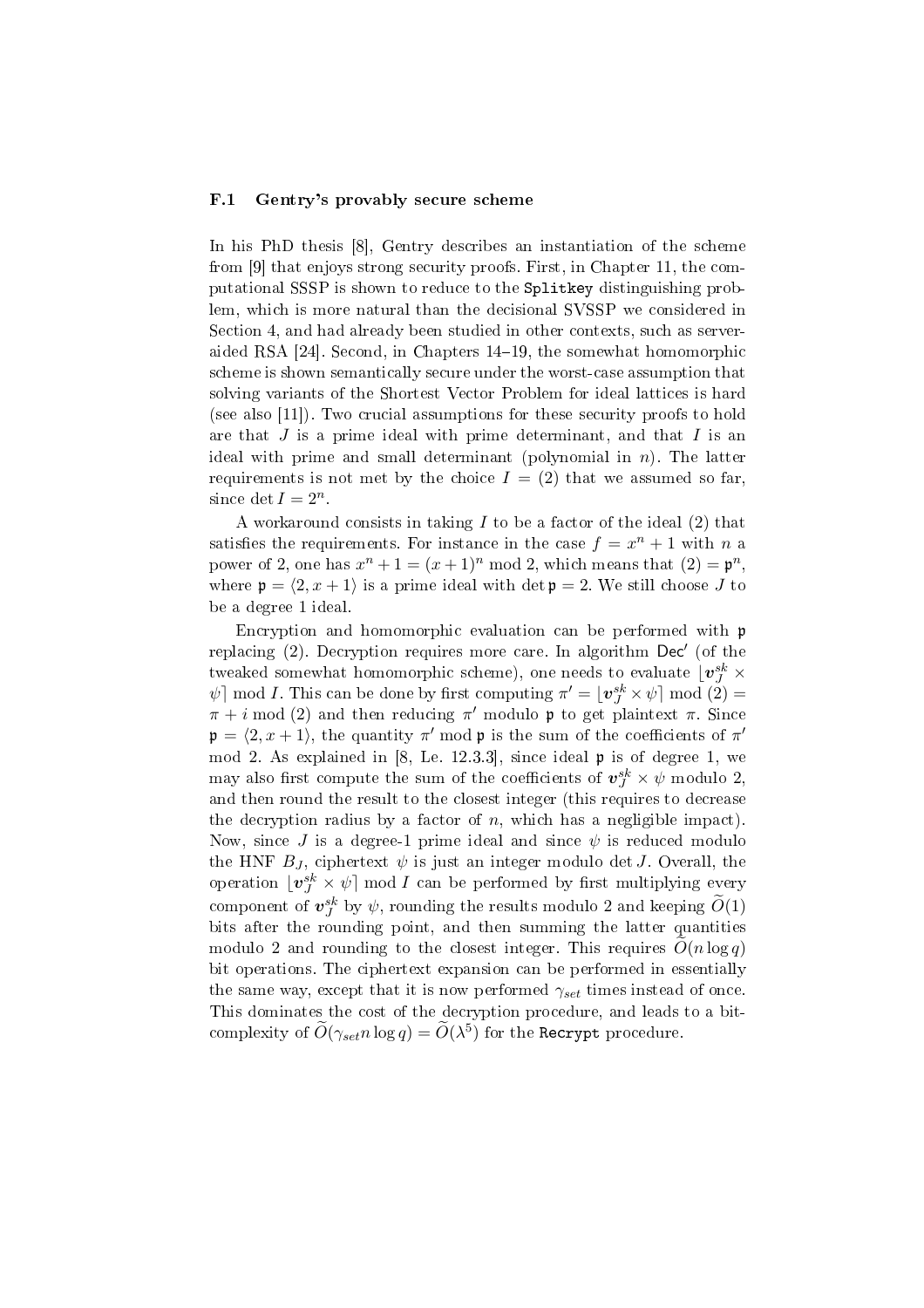### F.1 Gentry's provably secure scheme

In his PhD thesis [8], Gentry describes an instantiation of the scheme from [9] that enjoys strong security proofs. First, in Chapter 11, the computational SSSP is shown to reduce to the `Splitkey` distinguishing problem, which is more natural than the decisional SVSSP we considered in Section 4, and had already been studied in other contexts, such as server-aided RSA [24]. Second, in Chapters 14–19, the somewhat homomorphic scheme is shown semantically secure under the worst-case assumption that solving variants of the Shortest Vector Problem for ideal lattices is hard (see also [11]). Two crucial assumptions for these security proofs to hold are that $J$ is a prime ideal with prime determinant, and that $I$ is an ideal with prime and small determinant (polynomial in $n$). The latter requirements is not met by the choice $I = (2)$ that we assumed so far, since $\det I = 2^n$.

A workaround consists in taking $I$ to be a factor of the ideal (2) that satisfies the requirements. For instance in the case $f = x^n + 1$ with $n$ a power of 2, one has $x^n + 1 = (x+1)^n \bmod 2$, which means that $(2) = \mathfrak{p}^n$, where $\mathfrak{p} = \langle 2, x+1 \rangle$ is a prime ideal with $\det \mathfrak{p} = 2$. We still choose $J$ to be a degree 1 ideal.

Encryption and homomorphic evaluation can be performed with $\mathfrak{p}$ replacing (2). Decryption requires more care. In algorithm $\mathsf{Dec}'$ (of the tweaked somewhat homomorphic scheme), one needs to evaluate $\lfloor \boldsymbol{v}_J^{sk} \times \psi \rceil \bmod I$. This can be done by first computing $\pi' = \lfloor \boldsymbol{v}_J^{sk} \times \psi \rceil \bmod (2) = \pi + i \bmod (2)$ and then reducing $\pi'$ modulo $\mathfrak{p}$ to get plaintext $\pi$. Since $\mathfrak{p} = \langle 2, x+1 \rangle$, the quantity $\pi' \bmod \mathfrak{p}$ is the sum of the coefficients of $\pi'$ mod 2. As explained in [8, Le. 12.3.3], since ideal $\mathfrak{p}$ is of degree 1, we may also first compute the sum of the coefficients of $\boldsymbol{v}_J^{sk} \times \psi$ modulo 2, and then round the result to the closest integer (this requires to decrease the decryption radius by a factor of $n$, which has a negligible impact). Now, since $J$ is a degree-1 prime ideal and since $\psi$ is reduced modulo the HNF $B_J$, ciphertext $\psi$ is just an integer modulo $\det J$. Overall, the operation $\lfloor \boldsymbol{v}_J^{sk} \times \psi \rceil \bmod I$ can be performed by first multiplying every component of $\boldsymbol{v}_J^{sk}$ by $\psi$, rounding the results modulo 2 and keeping $\widetilde{O}(1)$ bits after the rounding point, and then summing the latter quantities modulo 2 and rounding to the closest integer. This requires $\widetilde{O}(n \log q)$ bit operations. The ciphertext expansion can be performed in essentially the same way, except that it is now performed $\gamma_{set}$ times instead of once. This dominates the cost of the decryption procedure, and leads to a bit-complexity of $\widetilde{O}(\gamma_{set} n \log q) = \widetilde{O}(\lambda^5)$ for the `Recrypt` procedure.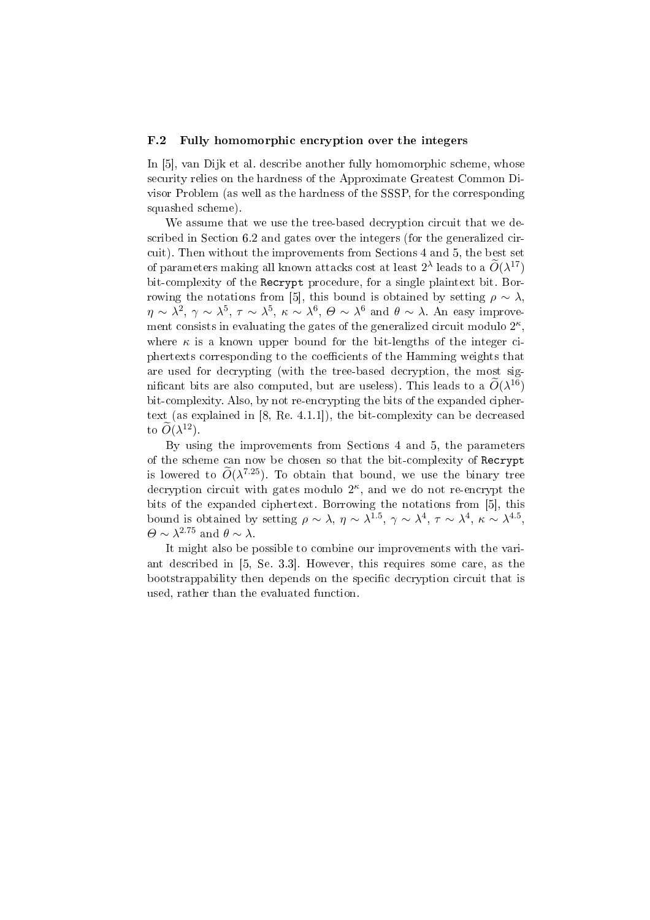### F.2 Fully homomorphic encryption over the integers

In [5], van Dijk et al. describe another fully homomorphic scheme, whose security relies on the hardness of the Approximate Greatest Common Divisor Problem (as well as the hardness of the SSSP, for the corresponding squashed scheme).

We assume that we use the tree-based decryption circuit that we described in Section 6.2 and gates over the integers (for the generalized circuit). Then without the improvements from Sections 4 and 5, the best set of parameters making all known attacks cost at least $2^\lambda$ leads to a $\widetilde{O}(\lambda^{17})$ bit-complexity of the `Recrypt` procedure, for a single plaintext bit. Borrowing the notations from [5], this bound is obtained by setting $\rho \sim \lambda$, $\eta \sim \lambda^2$, $\gamma \sim \lambda^5$, $\tau \sim \lambda^5$, $\kappa \sim \lambda^6$, $\Theta \sim \lambda^6$ and $\theta \sim \lambda$. An easy improvement consists in evaluating the gates of the generalized circuit modulo $2^\kappa$, where $\kappa$ is a known upper bound for the bit-lengths of the integer ciphertexts corresponding to the coefficients of the Hamming weights that are used for decrypting (with the tree-based decryption, the most significant bits are also computed, but are useless). This leads to a $\widetilde{O}(\lambda^{16})$ bit-complexity. Also, by not re-encrypting the bits of the expanded ciphertext (as explained in [8, Re. 4.1.1]), the bit-complexity can be decreased to $\widetilde{O}(\lambda^{12})$.

By using the improvements from Sections 4 and 5, the parameters of the scheme can now be chosen so that the bit-complexity of `Recrypt` is lowered to $\widetilde{O}(\lambda^{7.25})$. To obtain that bound, we use the binary tree decryption circuit with gates modulo $2^\kappa$, and we do not re-encrypt the bits of the expanded ciphertext. Borrowing the notations from [5], this bound is obtained by setting $\rho \sim \lambda$, $\eta \sim \lambda^{1.5}$, $\gamma \sim \lambda^4$, $\tau \sim \lambda^4$, $\kappa \sim \lambda^{4.5}$, $\Theta \sim \lambda^{2.75}$ and $\theta \sim \lambda$.

It might also be possible to combine our improvements with the variant described in [5, Se. 3.3]. However, this requires some care, as the bootstrappability then depends on the specific decryption circuit that is used, rather than the evaluated function.